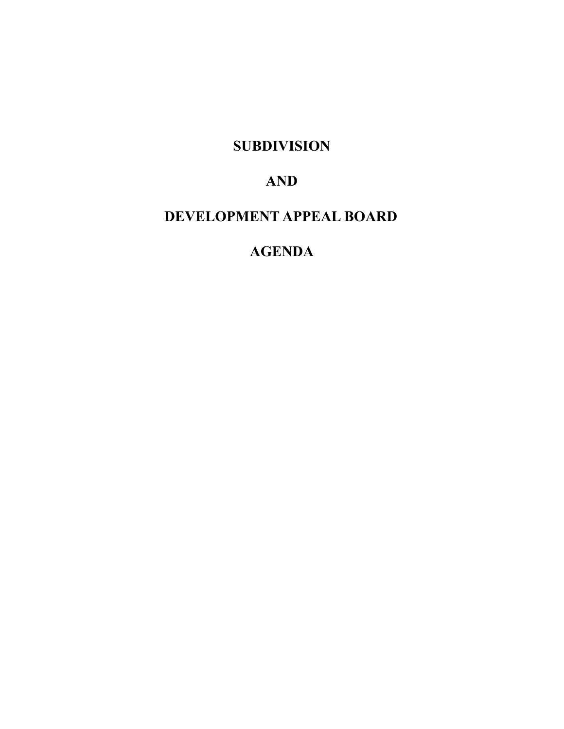# SUBDIVISION

# AND

# DEVELOPMENT APPEAL BOARD

# AGENDA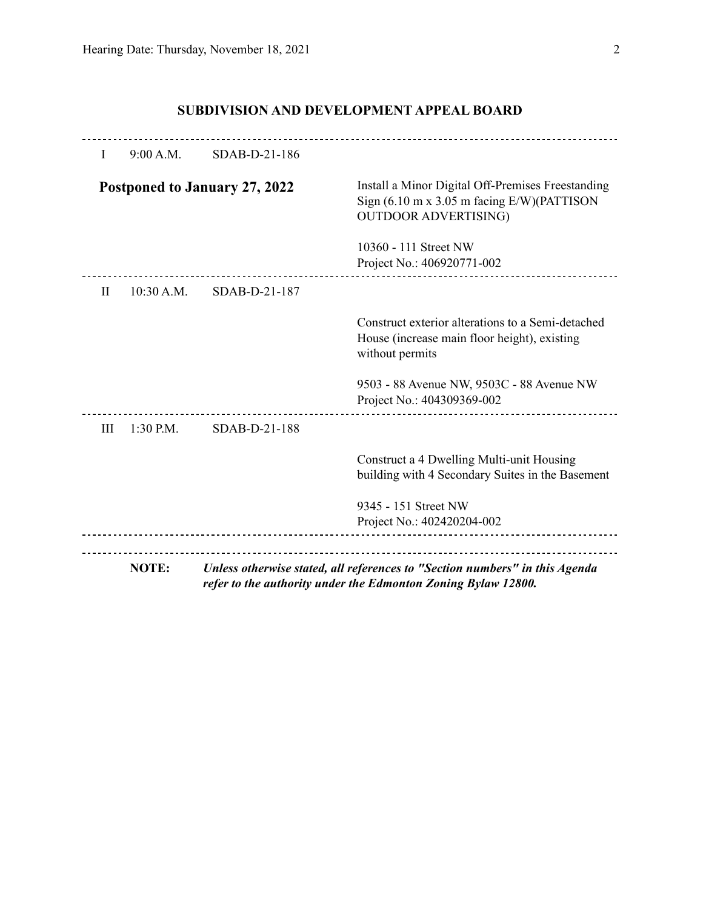## SUBDIVISION AND DEVELOPMENT APPEAL BOARD

---

I 9:00 A.M. SDAB-D-21-186

**Postponed to January 27, 2022**

Install a Minor Digital Off-Premises Freestanding Sign (6.10 m x 3.05 m facing E/W)(PATTISON OUTDOOR ADVERTISING)

10360 - 111 Street NW
Project No.: 406920771-002

---

II 10:30 A.M. SDAB-D-21-187

Construct exterior alterations to a Semi-detached House (increase main floor height), existing without permits

9503 - 88 Avenue NW, 9503C - 88 Avenue NW
Project No.: 404309369-002

---

III 1:30 P.M. SDAB-D-21-188

Construct a 4 Dwelling Multi-unit Housing building with 4 Secondary Suites in the Basement

9345 - 151 Street NW
Project No.: 402420204-002

---

**NOTE:** ***Unless otherwise stated, all references to "Section numbers" in this Agenda refer to the authority under the Edmonton Zoning Bylaw 12800.***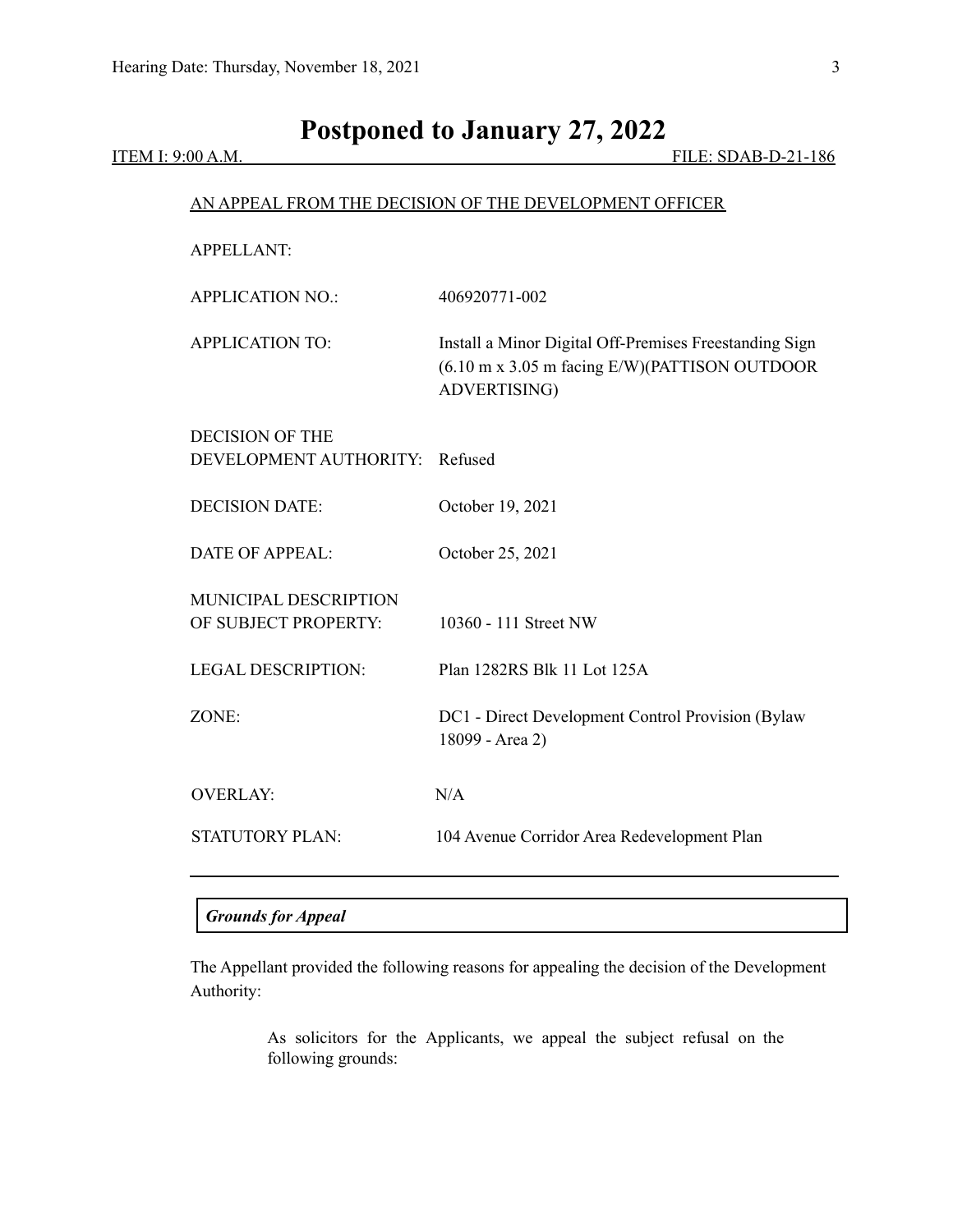# Postponed to January 27, 2022

ITEM I: 9:00 A.M. FILE: SDAB-D-21-186

AN APPEAL FROM THE DECISION OF THE DEVELOPMENT OFFICER

| | |
|---|---|
| APPELLANT: | |
| APPLICATION NO.: | 406920771-002 |
| APPLICATION TO: | Install a Minor Digital Off-Premises Freestanding Sign (6.10 m x 3.05 m facing E/W)(PATTISON OUTDOOR ADVERTISING) |
| DECISION OF THE DEVELOPMENT AUTHORITY: | Refused |
| DECISION DATE: | October 19, 2021 |
| DATE OF APPEAL: | October 25, 2021 |
| MUNICIPAL DESCRIPTION OF SUBJECT PROPERTY: | 10360 - 111 Street NW |
| LEGAL DESCRIPTION: | Plan 1282RS Blk 11 Lot 125A |
| ZONE: | DC1 - Direct Development Control Provision (Bylaw 18099 - Area 2) |
| OVERLAY: | N/A |
| STATUTORY PLAN: | 104 Avenue Corridor Area Redevelopment Plan |

***Grounds for Appeal***

The Appellant provided the following reasons for appealing the decision of the Development Authority:

> As solicitors for the Applicants, we appeal the subject refusal on the following grounds: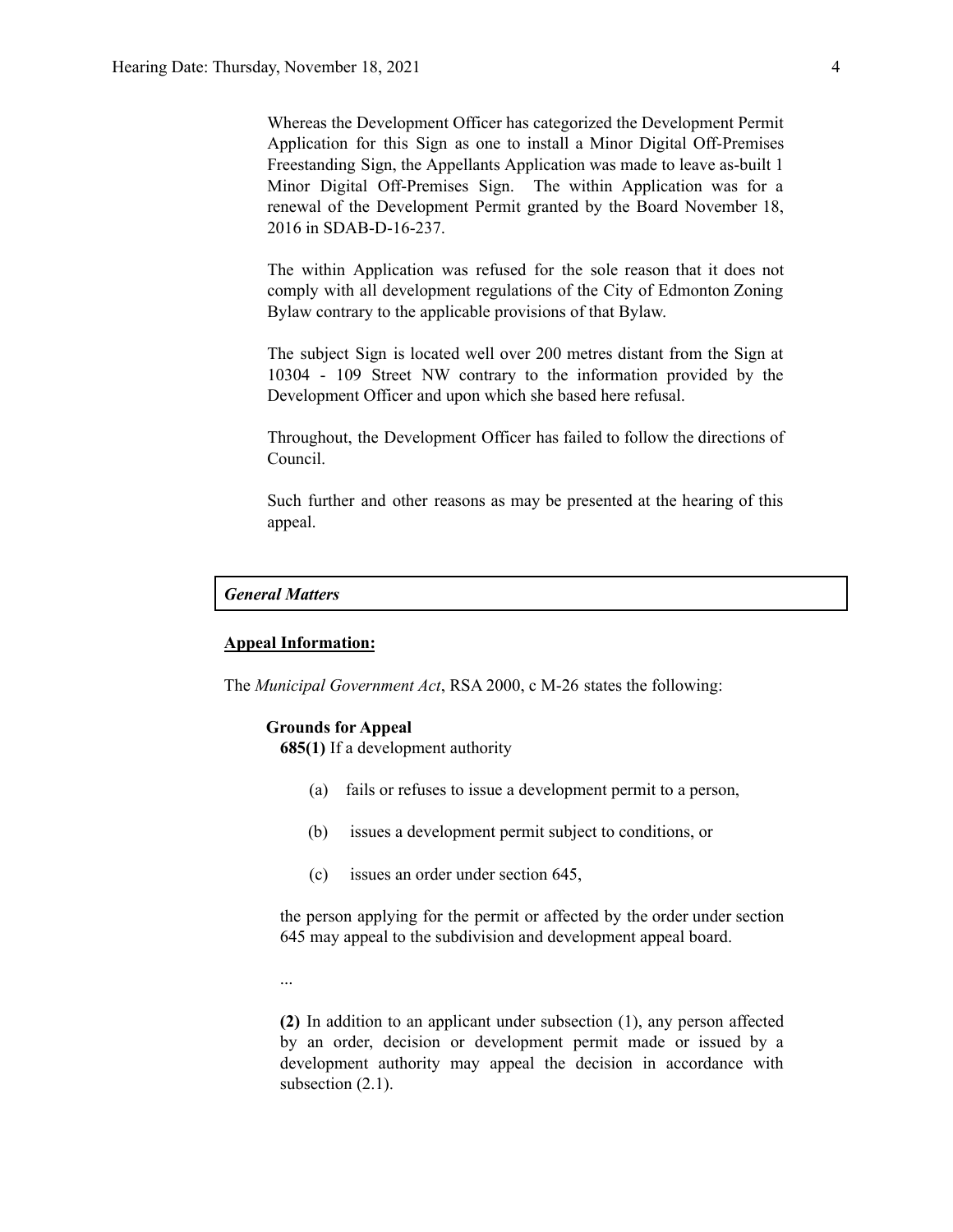Whereas the Development Officer has categorized the Development Permit Application for this Sign as one to install a Minor Digital Off-Premises Freestanding Sign, the Appellants Application was made to leave as-built 1 Minor Digital Off-Premises Sign. The within Application was for a renewal of the Development Permit granted by the Board November 18, 2016 in SDAB-D-16-237.

The within Application was refused for the sole reason that it does not comply with all development regulations of the City of Edmonton Zoning Bylaw contrary to the applicable provisions of that Bylaw.

The subject Sign is located well over 200 metres distant from the Sign at 10304 - 109 Street NW contrary to the information provided by the Development Officer and upon which she based here refusal.

Throughout, the Development Officer has failed to follow the directions of Council.

Such further and other reasons as may be presented at the hearing of this appeal.

## *General Matters*

**Appeal Information:**

The *Municipal Government Act*, RSA 2000, c M-26 states the following:

**Grounds for Appeal**

**685(1)** If a development authority

(a) fails or refuses to issue a development permit to a person,

(b) issues a development permit subject to conditions, or

(c) issues an order under section 645,

the person applying for the permit or affected by the order under section 645 may appeal to the subdivision and development appeal board.

...

**(2)** In addition to an applicant under subsection (1), any person affected by an order, decision or development permit made or issued by a development authority may appeal the decision in accordance with subsection (2.1).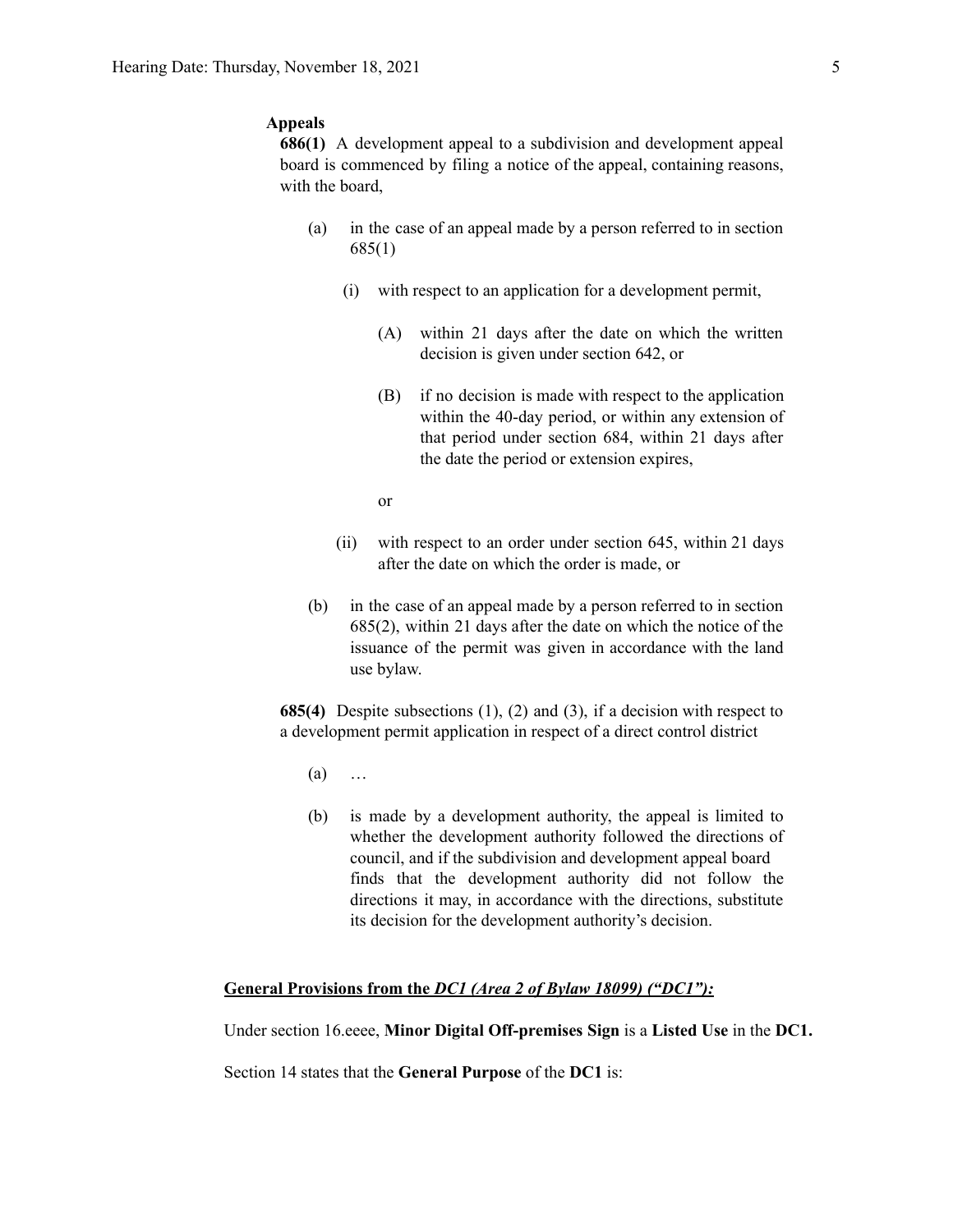**Appeals**

**686(1)** A development appeal to a subdivision and development appeal board is commenced by filing a notice of the appeal, containing reasons, with the board,

- (a) in the case of an appeal made by a person referred to in section 685(1)
  - (i) with respect to an application for a development permit,
    - (A) within 21 days after the date on which the written decision is given under section 642, or
    - (B) if no decision is made with respect to the application within the 40-day period, or within any extension of that period under section 684, within 21 days after the date the period or extension expires,

    or
  - (ii) with respect to an order under section 645, within 21 days after the date on which the order is made, or
- (b) in the case of an appeal made by a person referred to in section 685(2), within 21 days after the date on which the notice of the issuance of the permit was given in accordance with the land use bylaw.

**685(4)** Despite subsections (1), (2) and (3), if a decision with respect to a development permit application in respect of a direct control district

- (a) …
- (b) is made by a development authority, the appeal is limited to whether the development authority followed the directions of council, and if the subdivision and development appeal board finds that the development authority did not follow the directions it may, in accordance with the directions, substitute its decision for the development authority's decision.

**General Provisions from the *DC1 (Area 2 of Bylaw 18099) ("DC1")*:**

Under section 16.eeee, **Minor Digital Off-premises Sign** is a **Listed Use** in the **DC1.**

Section 14 states that the **General Purpose** of the **DC1** is: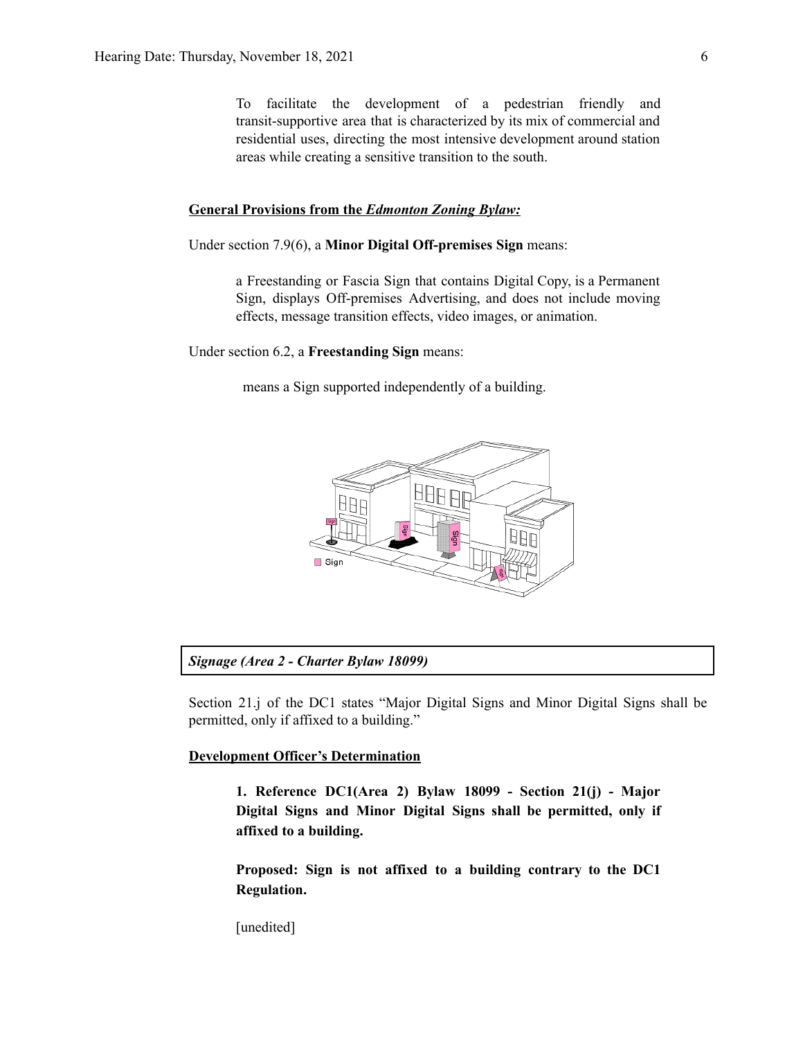To facilitate the development of a pedestrian friendly and transit-supportive area that is characterized by its mix of commercial and residential uses, directing the most intensive development around station areas while creating a sensitive transition to the south.

**General Provisions from the *Edmonton Zoning Bylaw:***

Under section 7.9(6), a **Minor Digital Off-premises Sign** means:

> a Freestanding or Fascia Sign that contains Digital Copy, is a Permanent Sign, displays Off-premises Advertising, and does not include moving effects, message transition effects, video images, or animation.

Under section 6.2, a **Freestanding Sign** means:

> means a Sign supported independently of a building.

***Signage (Area 2 - Charter Bylaw 18099)***

Section 21.j of the DC1 states "Major Digital Signs and Minor Digital Signs shall be permitted, only if affixed to a building."

**Development Officer's Determination**

> **1. Reference DC1(Area 2) Bylaw 18099 - Section 21(j) - Major Digital Signs and Minor Digital Signs shall be permitted, only if affixed to a building.**
>
> **Proposed: Sign is not affixed to a building contrary to the DC1 Regulation.**
>
> [unedited]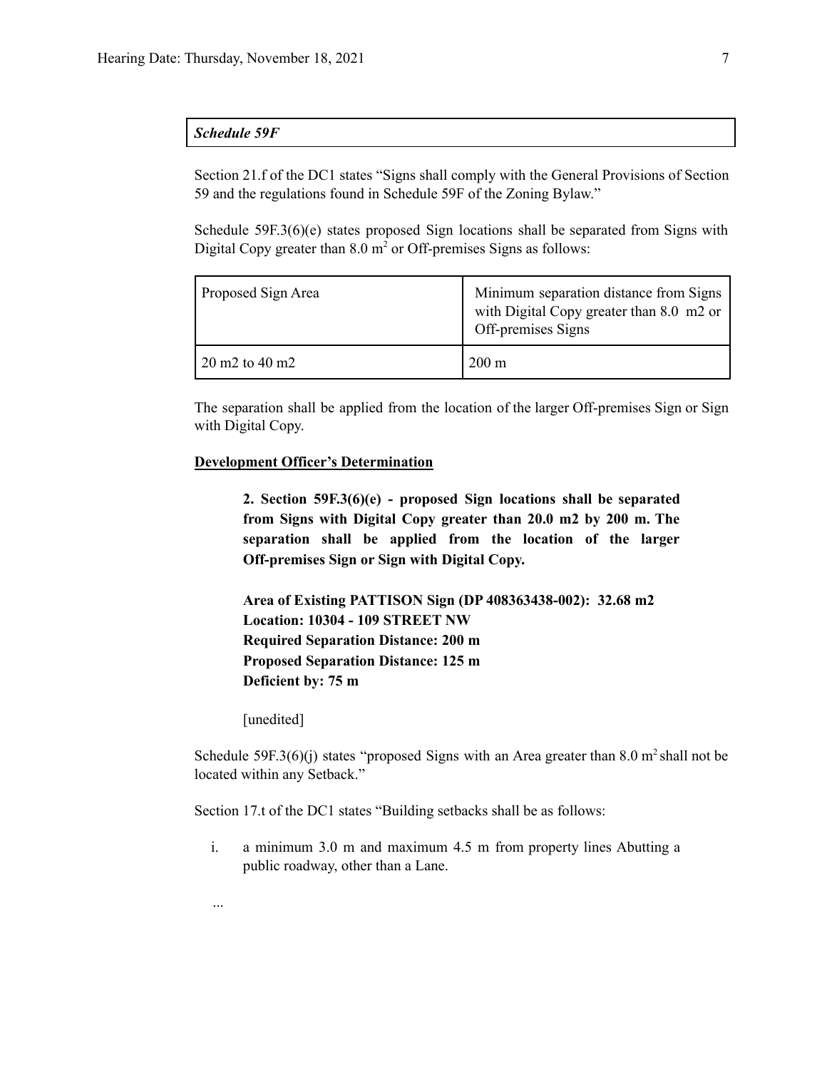***Schedule 59F***

Section 21.f of the DC1 states "Signs shall comply with the General Provisions of Section 59 and the regulations found in Schedule 59F of the Zoning Bylaw."

Schedule 59F.3(6)(e) states proposed Sign locations shall be separated from Signs with Digital Copy greater than 8.0 $m^2$ or Off-premises Signs as follows:

| Proposed Sign Area | Minimum separation distance from Signs with Digital Copy greater than 8.0 m2 or Off-premises Signs |
|---|---|
| 20 m2 to 40 m2 | 200 m |

The separation shall be applied from the location of the larger Off-premises Sign or Sign with Digital Copy.

**Development Officer's Determination**

> **2. Section 59F.3(6)(e) - proposed Sign locations shall be separated from Signs with Digital Copy greater than 20.0 m2 by 200 m. The separation shall be applied from the location of the larger Off-premises Sign or Sign with Digital Copy.**
>
> **Area of Existing PATTISON Sign (DP 408363438-002): 32.68 m2**
> **Location: 10304 - 109 STREET NW**
> **Required Separation Distance: 200 m**
> **Proposed Separation Distance: 125 m**
> **Deficient by: 75 m**
>
> [unedited]

Schedule 59F.3(6)(j) states "proposed Signs with an Area greater than 8.0 $m^2$ shall not be located within any Setback."

Section 17.t of the DC1 states "Building setbacks shall be as follows:

i. a minimum 3.0 m and maximum 4.5 m from property lines Abutting a public roadway, other than a Lane.

...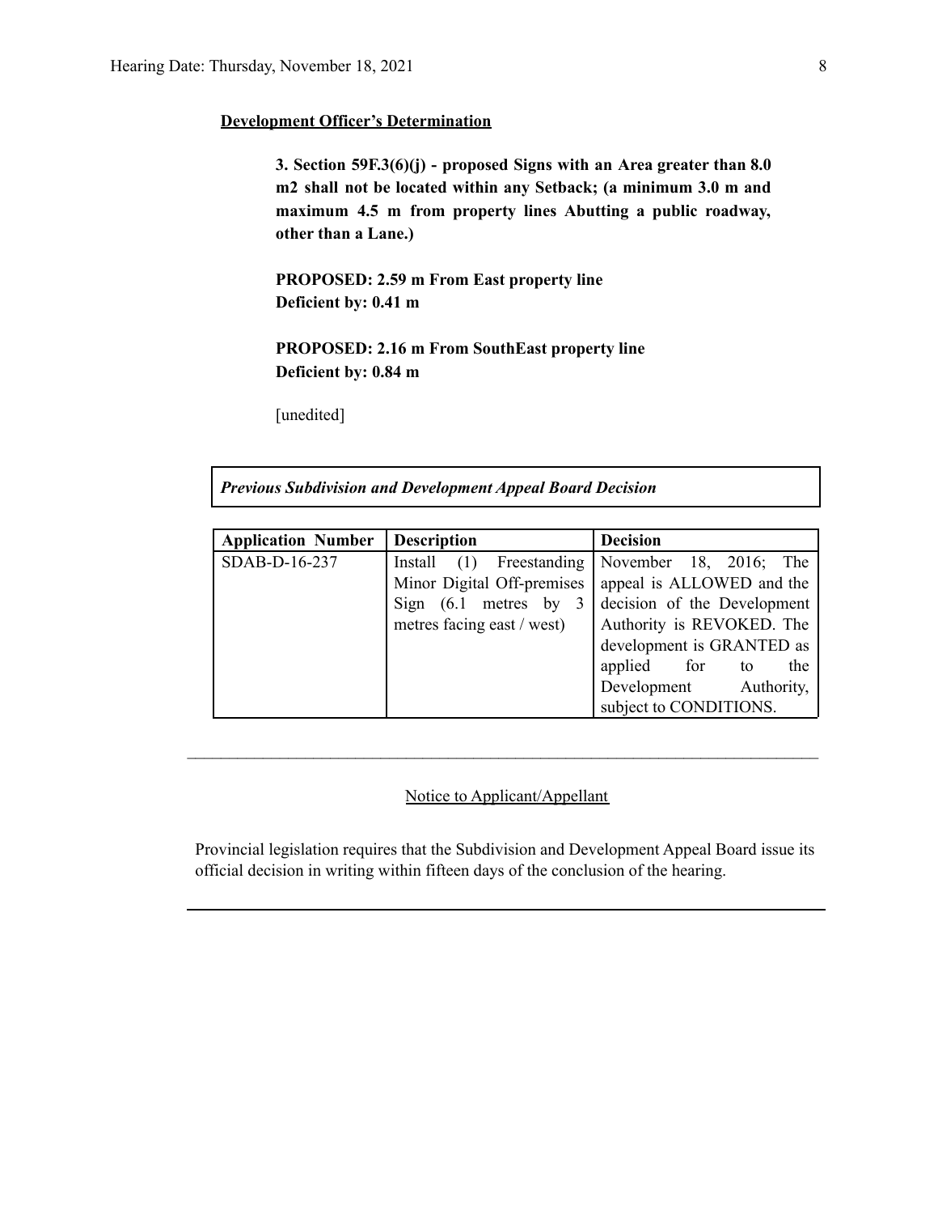**Development Officer's Determination**

> **3. Section 59F.3(6)(j) - proposed Signs with an Area greater than 8.0 m2 shall not be located within any Setback; (a minimum 3.0 m and maximum 4.5 m from property lines Abutting a public roadway, other than a Lane.)**
>
> **PROPOSED: 2.59 m From East property line**
> **Deficient by: 0.41 m**
>
> **PROPOSED: 2.16 m From SouthEast property line**
> **Deficient by: 0.84 m**
>
> [unedited]

***Previous Subdivision and Development Appeal Board Decision***

| Application Number | Description | Decision |
|---|---|---|
| SDAB-D-16-237 | Install (1) Freestanding Minor Digital Off-premises Sign (6.1 metres by 3 metres facing east / west) | November 18, 2016; The appeal is ALLOWED and the decision of the Development Authority is REVOKED. The development is GRANTED as applied for to the Development Authority, subject to CONDITIONS. |

---

Notice to Applicant/Appellant

Provincial legislation requires that the Subdivision and Development Appeal Board issue its official decision in writing within fifteen days of the conclusion of the hearing.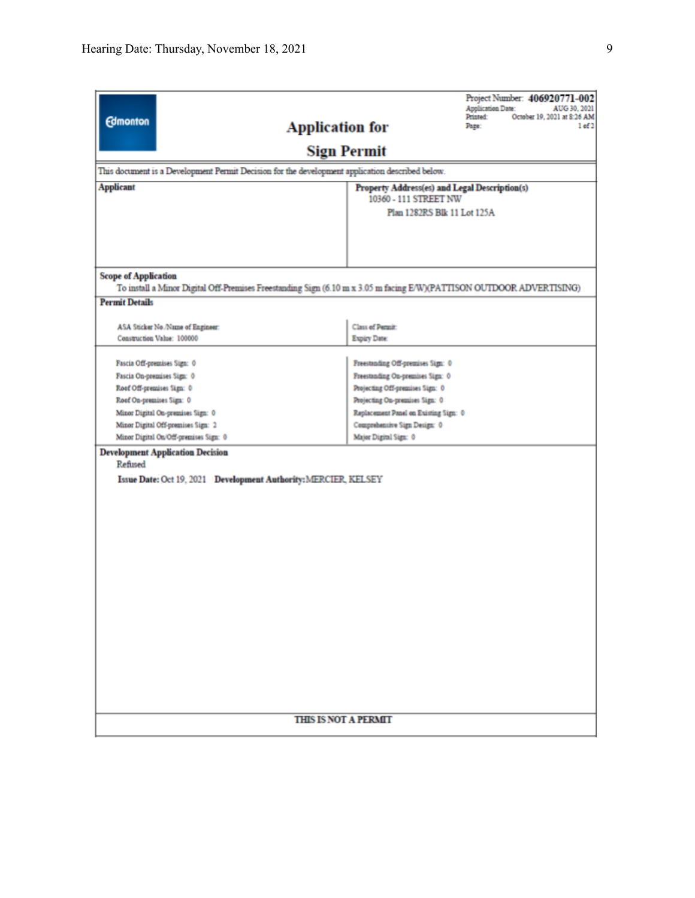Project Number: **406920771-002**
Application Date: AUG 30, 2021
Printed: October 19, 2021 at 8:26 AM
Page: 1 of 2

Edmonton

# Application for Sign Permit

This document is a Development Permit Decision for the development application described below.

| **Applicant** | **Property Address(es) and Legal Description(s)** |
|---|---|
| | 10360 - 111 STREET NW<br>Plan 1282RS Blk 11 Lot 125A |

**Scope of Application**

To install a Minor Digital Off-Premises Freestanding Sign (6.10 m x 3.05 m facing E/W)(PATTISON OUTDOOR ADVERTISING)

**Permit Details**

| | |
|---|---|
| ASA Sticker No./Name of Engineer: | Class of Permit: |
| Construction Value: 100000 | Expiry Date: |

| | |
|---|---|
| Fascia Off-premises Sign: 0 | Freestanding Off-premises Sign: 0 |
| Fascia On-premises Sign: 0 | Freestanding On-premises Sign: 0 |
| Roof Off-premises Sign: 0 | Projecting Off-premises Sign: 0 |
| Roof On-premises Sign: 0 | Projecting On-premises Sign: 0 |
| Minor Digital On-premises Sign: 0 | Replacement Panel on Existing Sign: 0 |
| Minor Digital Off-premises Sign: 2 | Comprehensive Sign Design: 0 |
| Minor Digital On/Off-premises Sign: 0 | Major Digital Sign: 0 |

**Development Application Decision**

Refused

**Issue Date:** Oct 19, 2021 **Development Authority:** MERCIER, KELSEY

THIS IS NOT A PERMIT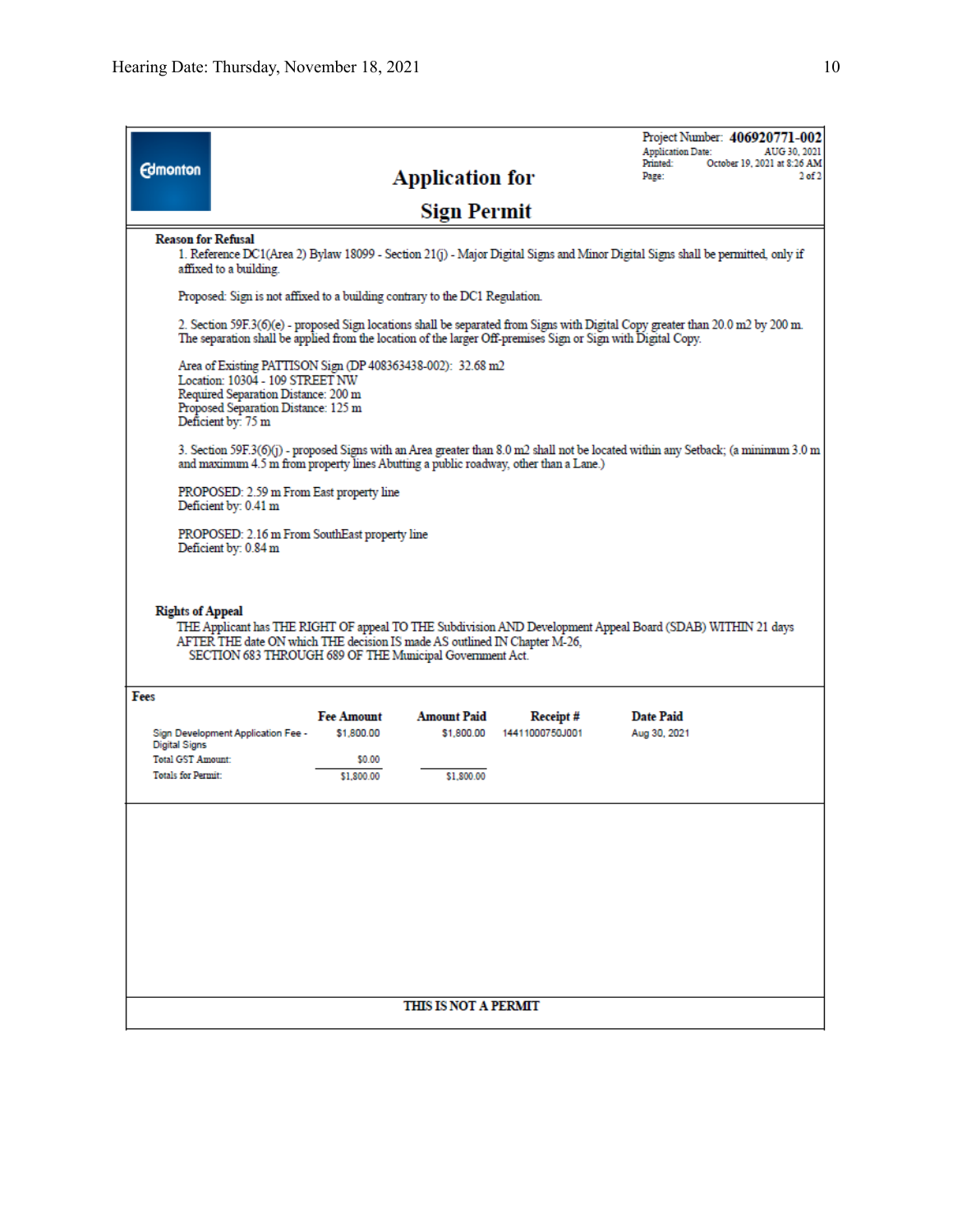Project Number: **406920771-002**
Application Date: AUG 30, 2021
Printed: October 19, 2021 at 8:26 AM
Page: 2 of 2

Edmonton

# Application for Sign Permit

**Reason for Refusal**

1. Reference DC1(Area 2) Bylaw 18099 - Section 21(j) - Major Digital Signs and Minor Digital Signs shall be permitted, only if affixed to a building.

Proposed: Sign is not affixed to a building contrary to the DC1 Regulation.

2. Section 59F.3(6)(e) - proposed Sign locations shall be separated from Signs with Digital Copy greater than 20.0 m2 by 200 m. The separation shall be applied from the location of the larger Off-premises Sign or Sign with Digital Copy.

Area of Existing PATTISON Sign (DP 408363438-002): 32.68 m2
Location: 10304 - 109 STREET NW
Required Separation Distance: 200 m
Proposed Separation Distance: 125 m
Deficient by: 75 m

3. Section 59F.3(6)(j) - proposed Signs with an Area greater than 8.0 m2 shall not be located within any Setback; (a minimum 3.0 m and maximum 4.5 m from property lines Abutting a public roadway, other than a Lane.)

PROPOSED: 2.59 m From East property line
Deficient by: 0.41 m

PROPOSED: 2.16 m From SouthEast property line
Deficient by: 0.84 m

**Rights of Appeal**

THE Applicant has THE RIGHT OF appeal TO THE Subdivision AND Development Appeal Board (SDAB) WITHIN 21 days AFTER THE date ON which THE decision IS made AS outlined IN Chapter M-26, SECTION 683 THROUGH 689 OF THE Municipal Government Act.

**Fees**

| | Fee Amount | Amount Paid | Receipt # | Date Paid |
|---|---|---|---|---|
| Sign Development Application Fee - Digital Signs | $1,800.00 | $1,800.00 | 14411000750J001 | Aug 30, 2021 |
| Total GST Amount: | $0.00 | | | |
| Totals for Permit: | $1,800.00 | $1,800.00 | | |

**THIS IS NOT A PERMIT**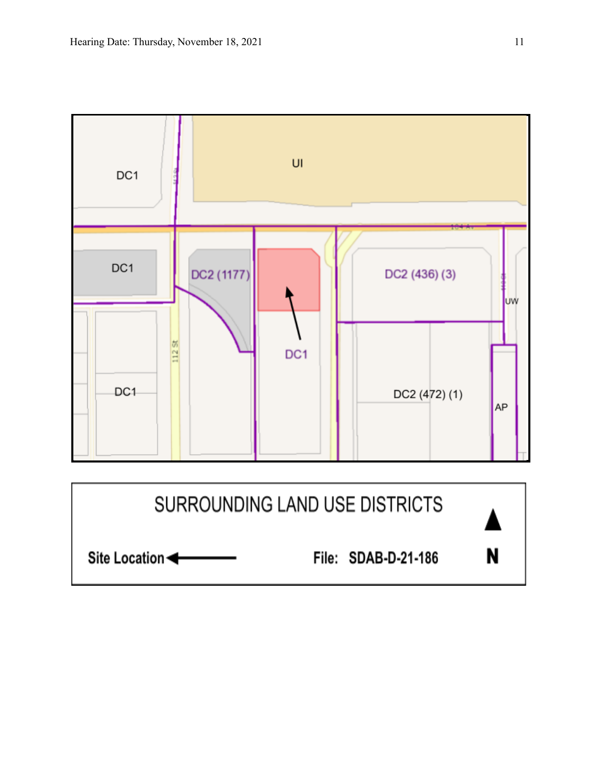DC1

UI

DC1

DC2 (1177)

DC2 (436) (3)

UW

DC1

DC1

DC2 (472) (1)

AP

112 St

SURROUNDING LAND USE DISTRICTS

Site Location

File: SDAB-D-21-186

N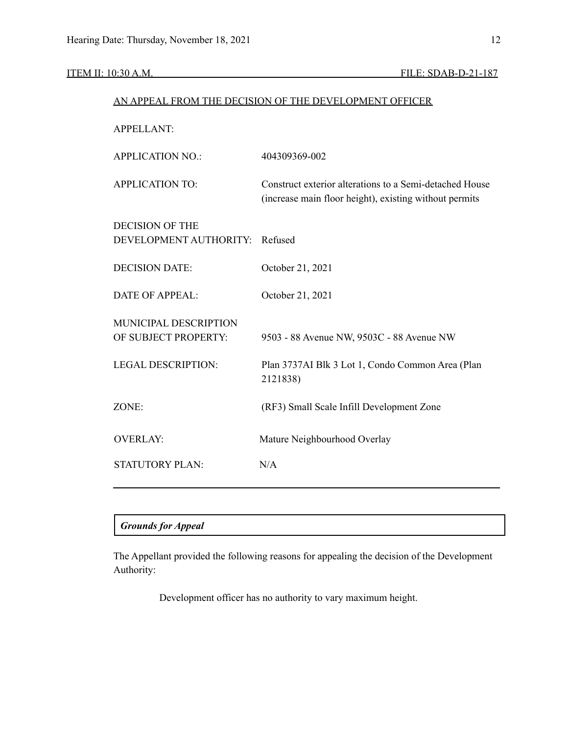ITEM II: 10:30 A.M. FILE: SDAB-D-21-187

AN APPEAL FROM THE DECISION OF THE DEVELOPMENT OFFICER

| | |
|---|---|
| APPELLANT: | |
| APPLICATION NO.: | 404309369-002 |
| APPLICATION TO: | Construct exterior alterations to a Semi-detached House (increase main floor height), existing without permits |
| DECISION OF THE DEVELOPMENT AUTHORITY: | Refused |
| DECISION DATE: | October 21, 2021 |
| DATE OF APPEAL: | October 21, 2021 |
| MUNICIPAL DESCRIPTION OF SUBJECT PROPERTY: | 9503 - 88 Avenue NW, 9503C - 88 Avenue NW |
| LEGAL DESCRIPTION: | Plan 3737AI Blk 3 Lot 1, Condo Common Area (Plan 2121838) |
| ZONE: | (RF3) Small Scale Infill Development Zone |
| OVERLAY: | Mature Neighbourhood Overlay |
| STATUTORY PLAN: | N/A |

***Grounds for Appeal***

The Appellant provided the following reasons for appealing the decision of the Development Authority:

> Development officer has no authority to vary maximum height.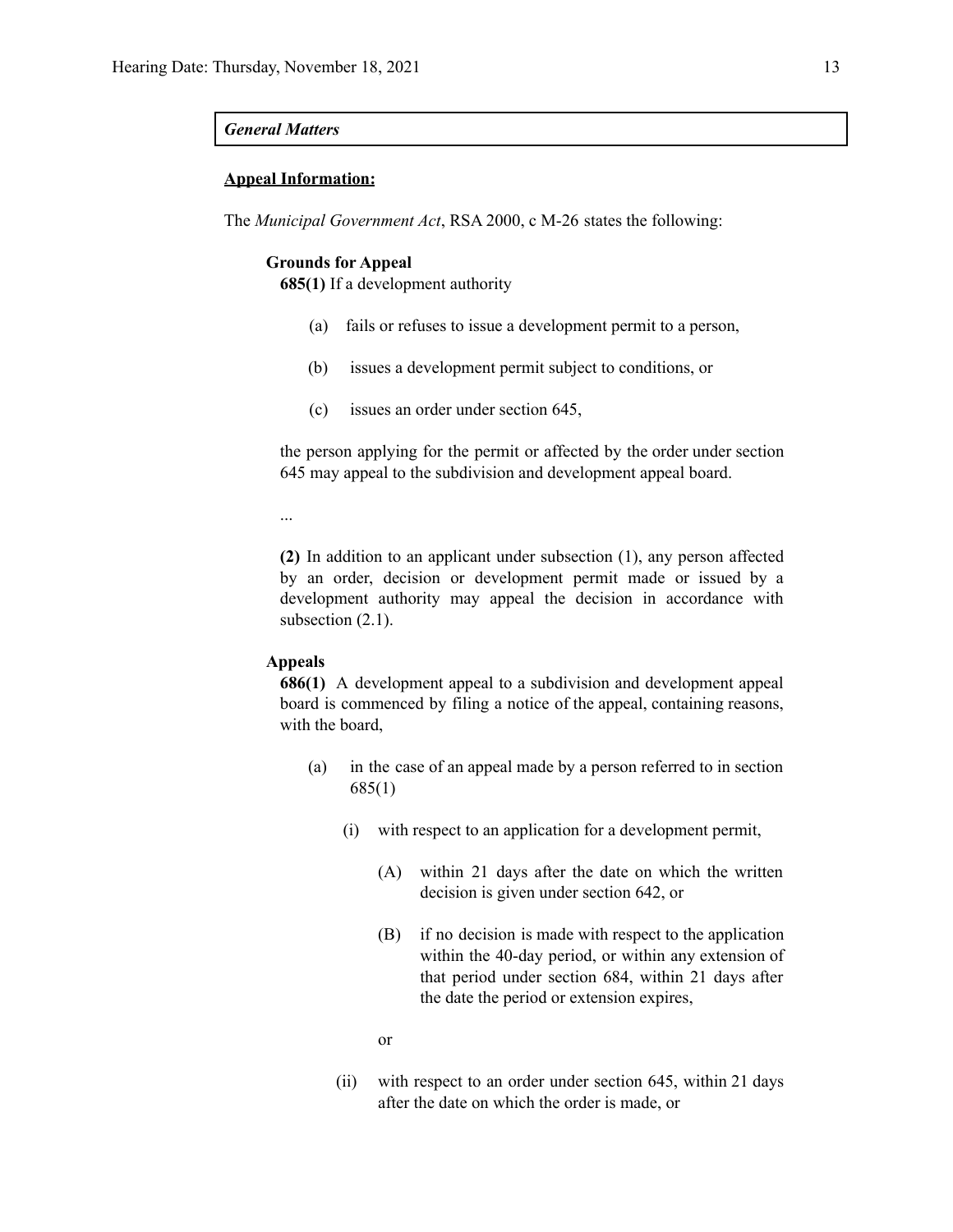***General Matters***

**<u>Appeal Information:</u>**

The *Municipal Government Act*, RSA 2000, c M-26 states the following:

**Grounds for Appeal**

**685(1)** If a development authority

(a) fails or refuses to issue a development permit to a person,

(b) issues a development permit subject to conditions, or

(c) issues an order under section 645,

the person applying for the permit or affected by the order under section 645 may appeal to the subdivision and development appeal board.

...

**(2)** In addition to an applicant under subsection (1), any person affected by an order, decision or development permit made or issued by a development authority may appeal the decision in accordance with subsection (2.1).

**Appeals**

**686(1)** A development appeal to a subdivision and development appeal board is commenced by filing a notice of the appeal, containing reasons, with the board,

(a) in the case of an appeal made by a person referred to in section 685(1)

(i) with respect to an application for a development permit,

(A) within 21 days after the date on which the written decision is given under section 642, or

(B) if no decision is made with respect to the application within the 40-day period, or within any extension of that period under section 684, within 21 days after the date the period or extension expires,

or

(ii) with respect to an order under section 645, within 21 days after the date on which the order is made, or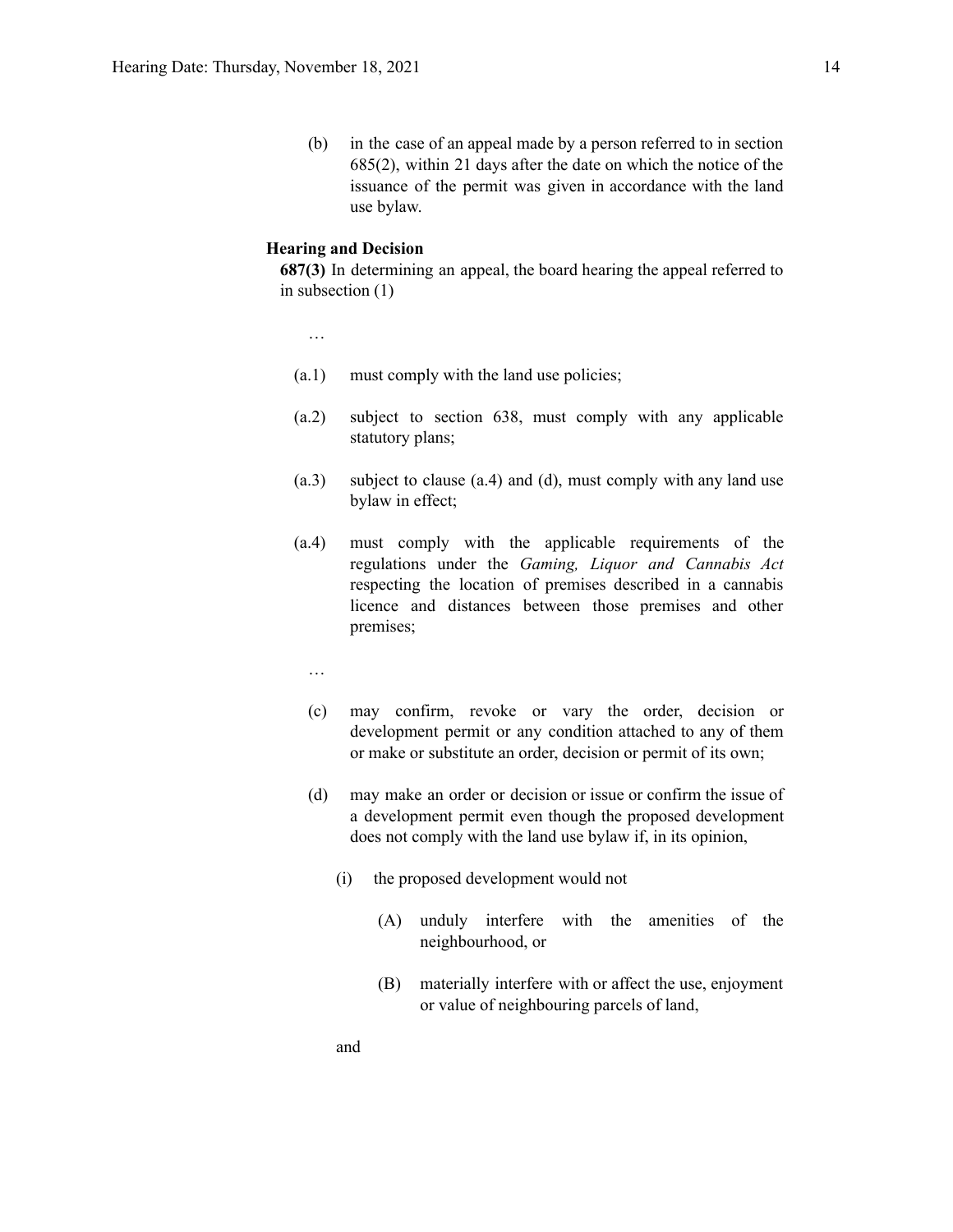(b) in the case of an appeal made by a person referred to in section 685(2), within 21 days after the date on which the notice of the issuance of the permit was given in accordance with the land use bylaw.

**Hearing and Decision**

**687(3)** In determining an appeal, the board hearing the appeal referred to in subsection (1)

…

(a.1) must comply with the land use policies;

(a.2) subject to section 638, must comply with any applicable statutory plans;

(a.3) subject to clause (a.4) and (d), must comply with any land use bylaw in effect;

(a.4) must comply with the applicable requirements of the regulations under the *Gaming, Liquor and Cannabis Act* respecting the location of premises described in a cannabis licence and distances between those premises and other premises;

…

(c) may confirm, revoke or vary the order, decision or development permit or any condition attached to any of them or make or substitute an order, decision or permit of its own;

(d) may make an order or decision or issue or confirm the issue of a development permit even though the proposed development does not comply with the land use bylaw if, in its opinion,

(i) the proposed development would not

(A) unduly interfere with the amenities of the neighbourhood, or

(B) materially interfere with or affect the use, enjoyment or value of neighbouring parcels of land,

and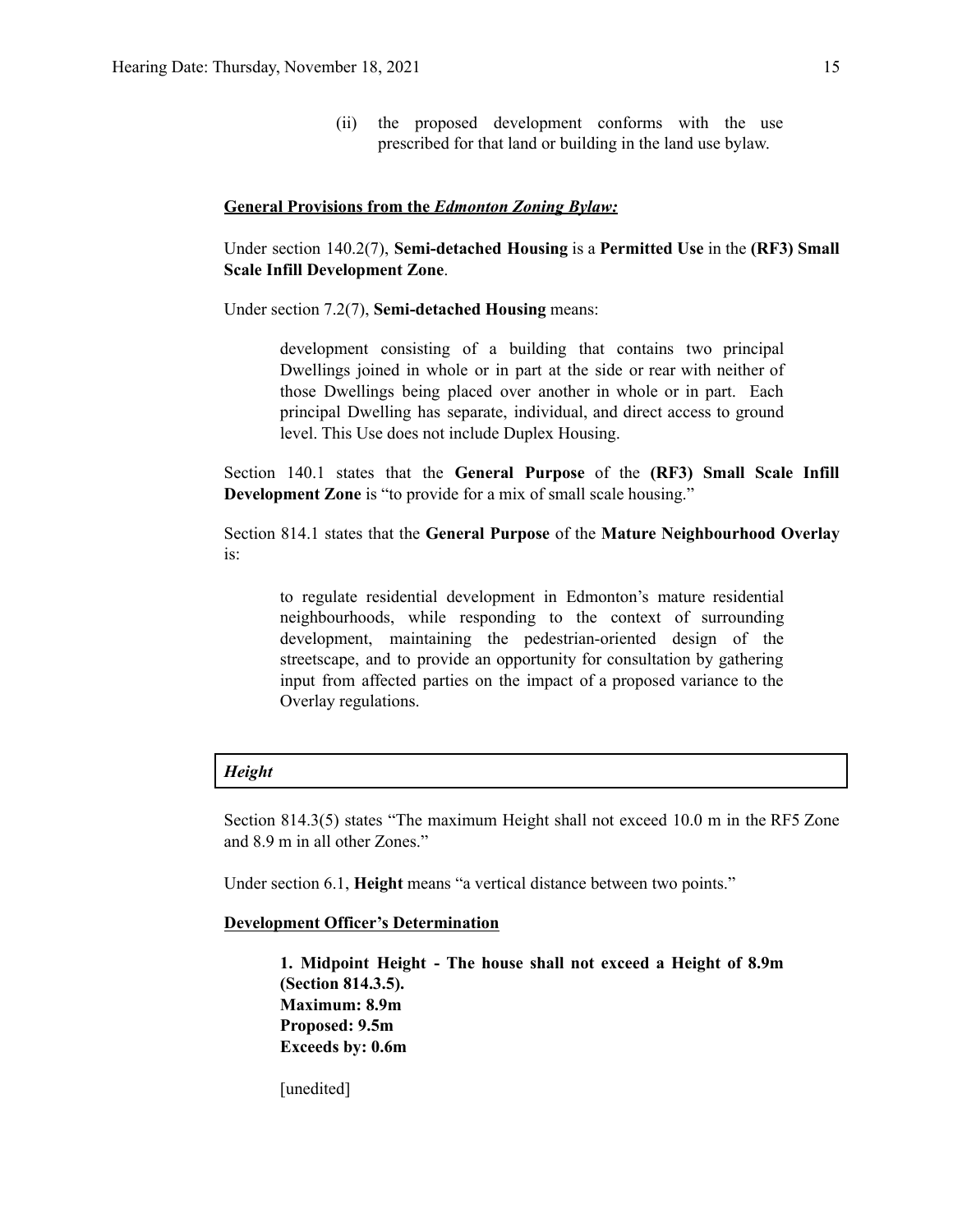(ii) the proposed development conforms with the use prescribed for that land or building in the land use bylaw.

**General Provisions from the *Edmonton Zoning Bylaw:***

Under section 140.2(7), **Semi-detached Housing** is a **Permitted Use** in the **(RF3) Small Scale Infill Development Zone**.

Under section 7.2(7), **Semi-detached Housing** means:

> development consisting of a building that contains two principal Dwellings joined in whole or in part at the side or rear with neither of those Dwellings being placed over another in whole or in part. Each principal Dwelling has separate, individual, and direct access to ground level. This Use does not include Duplex Housing.

Section 140.1 states that the **General Purpose** of the **(RF3) Small Scale Infill Development Zone** is "to provide for a mix of small scale housing."

Section 814.1 states that the **General Purpose** of the **Mature Neighbourhood Overlay** is:

> to regulate residential development in Edmonton's mature residential neighbourhoods, while responding to the context of surrounding development, maintaining the pedestrian-oriented design of the streetscape, and to provide an opportunity for consultation by gathering input from affected parties on the impact of a proposed variance to the Overlay regulations.

### *Height*

Section 814.3(5) states "The maximum Height shall not exceed 10.0 m in the RF5 Zone and 8.9 m in all other Zones."

Under section 6.1, **Height** means "a vertical distance between two points."

**Development Officer's Determination**

> **1. Midpoint Height - The house shall not exceed a Height of 8.9m (Section 814.3.5).**
> **Maximum: 8.9m**
> **Proposed: 9.5m**
> **Exceeds by: 0.6m**
>
> [unedited]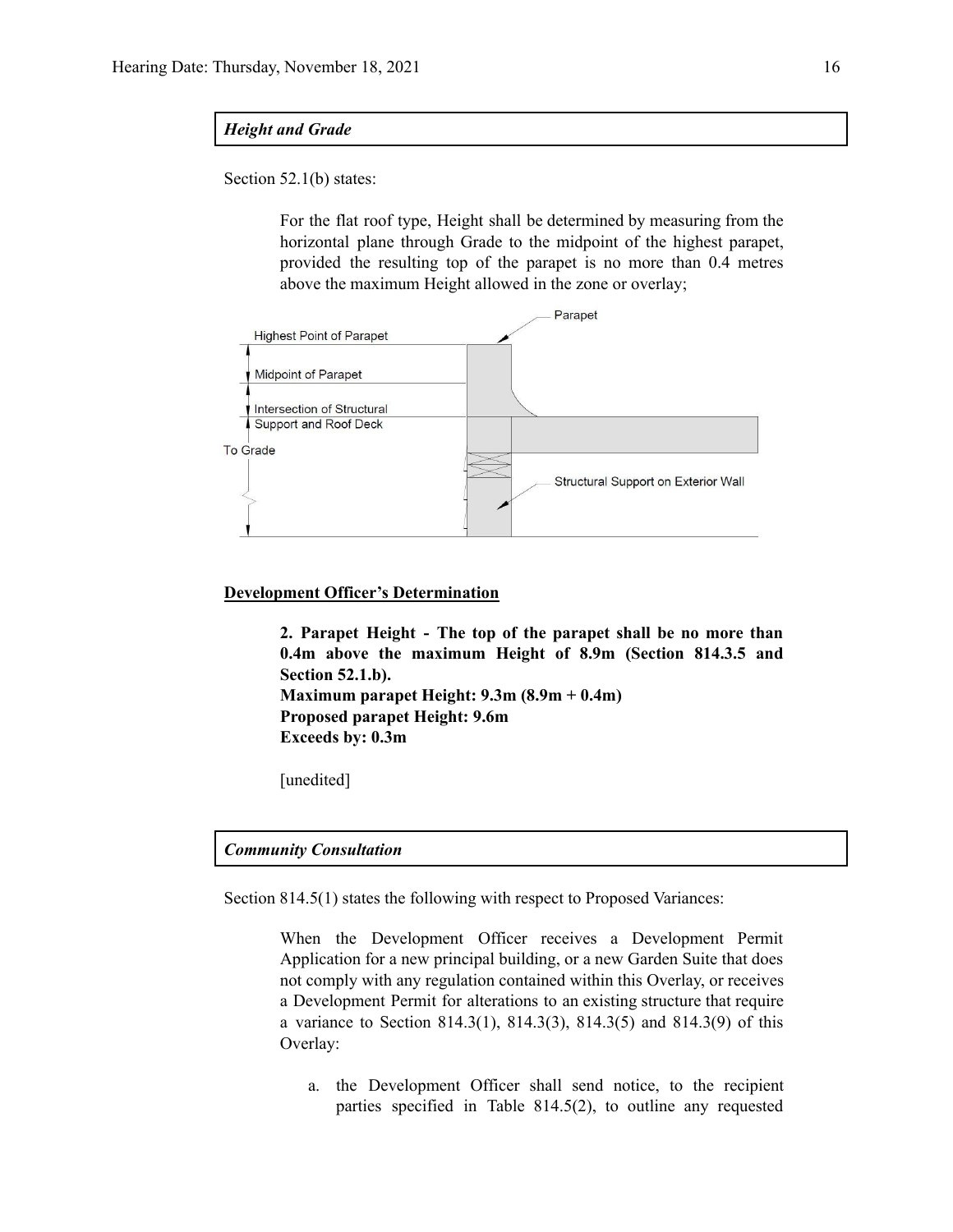***Height and Grade***

Section 52.1(b) states:

> For the flat roof type, Height shall be determined by measuring from the horizontal plane through Grade to the midpoint of the highest parapet, provided the resulting top of the parapet is no more than 0.4 metres above the maximum Height allowed in the zone or overlay;

<u>**Development Officer's Determination**</u>

> **2. Parapet Height - The top of the parapet shall be no more than 0.4m above the maximum Height of 8.9m (Section 814.3.5 and Section 52.1.b).**
> **Maximum parapet Height: 9.3m (8.9m + 0.4m)**
> **Proposed parapet Height: 9.6m**
> **Exceeds by: 0.3m**
>
> [unedited]

***Community Consultation***

Section 814.5(1) states the following with respect to Proposed Variances:

> When the Development Officer receives a Development Permit Application for a new principal building, or a new Garden Suite that does not comply with any regulation contained within this Overlay, or receives a Development Permit for alterations to an existing structure that require a variance to Section 814.3(1), 814.3(3), 814.3(5) and 814.3(9) of this Overlay:
>
> a. the Development Officer shall send notice, to the recipient parties specified in Table 814.5(2), to outline any requested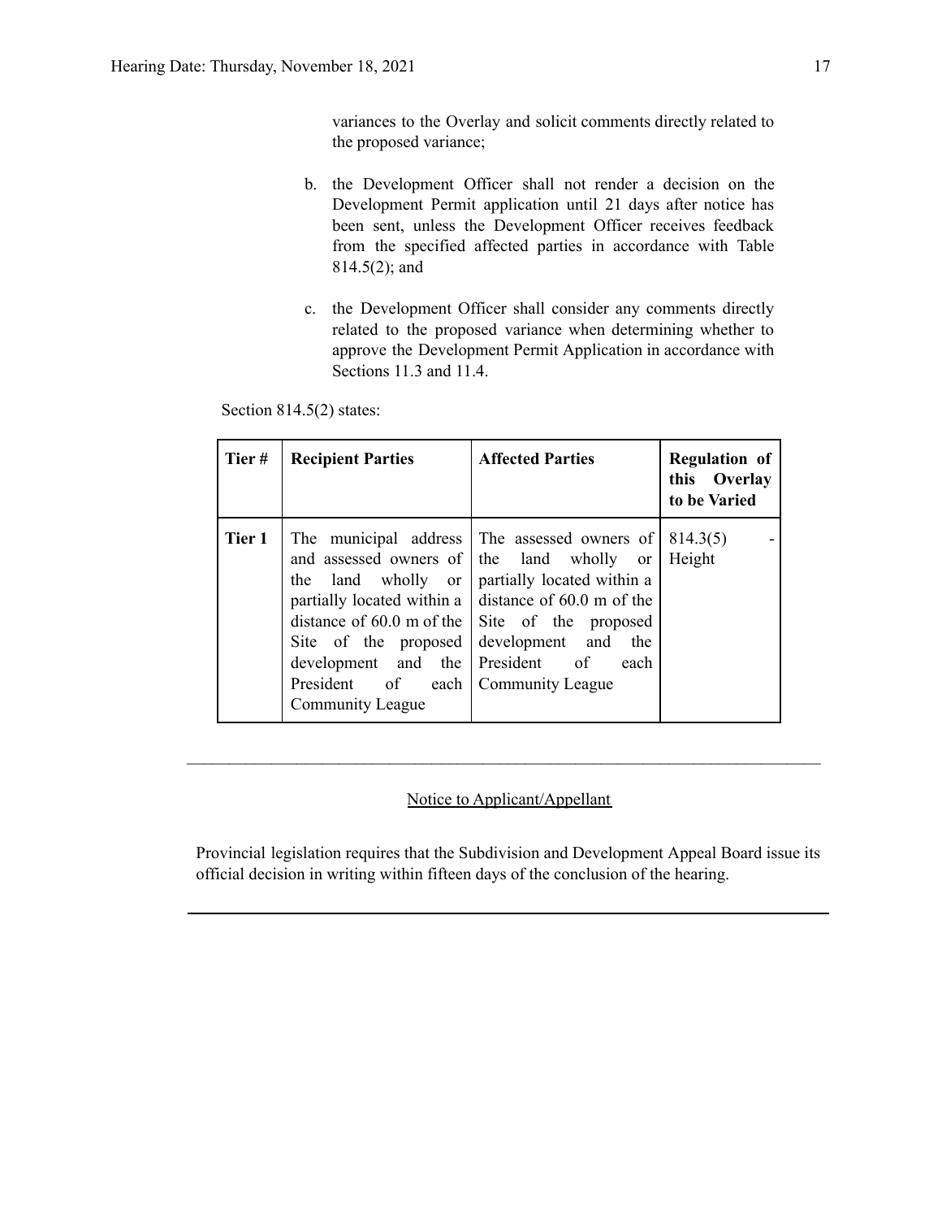variances to the Overlay and solicit comments directly related to the proposed variance;

b. the Development Officer shall not render a decision on the Development Permit application until 21 days after notice has been sent, unless the Development Officer receives feedback from the specified affected parties in accordance with Table 814.5(2); and

c. the Development Officer shall consider any comments directly related to the proposed variance when determining whether to approve the Development Permit Application in accordance with Sections 11.3 and 11.4.

Section 814.5(2) states:

| Tier # | Recipient Parties | Affected Parties | Regulation of this Overlay to be Varied |
|---|---|---|---|
| **Tier 1** | The municipal address and assessed owners of the land wholly or partially located within a distance of 60.0 m of the Site of the proposed development and the President of each Community League | The assessed owners of the land wholly or partially located within a distance of 60.0 m of the Site of the proposed development and the President of each Community League | 814.3(5) - Height |

---

Notice to Applicant/Appellant

Provincial legislation requires that the Subdivision and Development Appeal Board issue its official decision in writing within fifteen days of the conclusion of the hearing.

---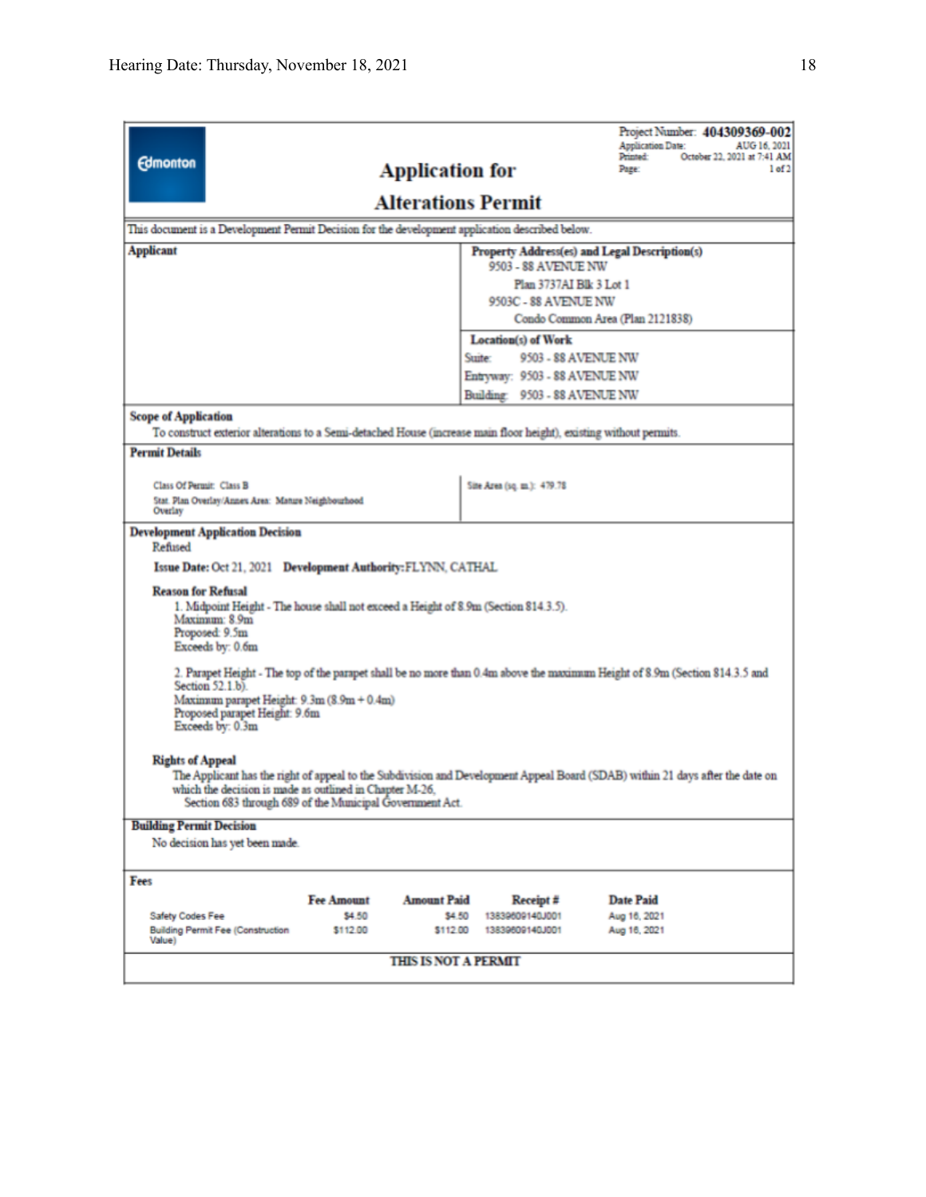Project Number: **404309369-002**
Application Date: AUG 16, 2021
Printed: October 22, 2021 at 7:41 AM
Page: 1 of 2

Edmonton

# Application for Alterations Permit

This document is a Development Permit Decision for the development application described below.

**Applicant**

**Property Address(es) and Legal Description(s)**

9503 - 88 AVENUE NW
Plan 3737AI Blk 3 Lot 1

9503C - 88 AVENUE NW
Condo Common Area (Plan 2121838)

**Location(s) of Work**

Suite: 9503 - 88 AVENUE NW
Entryway: 9503 - 88 AVENUE NW
Building: 9503 - 88 AVENUE NW

**Scope of Application**

To construct exterior alterations to a Semi-detached House (increase main floor height), existing without permits.

**Permit Details**

Class Of Permit: Class B
Stat. Plan Overlay/Annex Area: Mature Neighbourhood Overlay

Site Area (sq. m.): 479.78

**Development Application Decision**

Refused

**Issue Date:** Oct 21, 2021 **Development Authority:** FLYNN, CATHAL

**Reason for Refusal**

1. Midpoint Height - The house shall not exceed a Height of 8.9m (Section 814.3.5).
   Maximum: 8.9m
   Proposed: 9.5m
   Exceeds by: 0.6m

2. Parapet Height - The top of the parapet shall be no more than 0.4m above the maximum Height of 8.9m (Section 814.3.5 and Section 52.1.b).
   Maximum parapet Height: 9.3m (8.9m + 0.4m)
   Proposed parapet Height: 9.6m
   Exceeds by: 0.3m

**Rights of Appeal**

The Applicant has the right of appeal to the Subdivision and Development Appeal Board (SDAB) within 21 days after the date on which the decision is made as outlined in Chapter M-26, Section 683 through 689 of the Municipal Government Act.

**Building Permit Decision**

No decision has yet been made.

**Fees**

| | Fee Amount | Amount Paid | Receipt # | Date Paid |
|---|---|---|---|---|
| Safety Codes Fee | $4.50 | $4.50 | 13839609140J001 | Aug 16, 2021 |
| Building Permit Fee (Construction Value) | $112.00 | $112.00 | 13839609140J001 | Aug 16, 2021 |

**THIS IS NOT A PERMIT**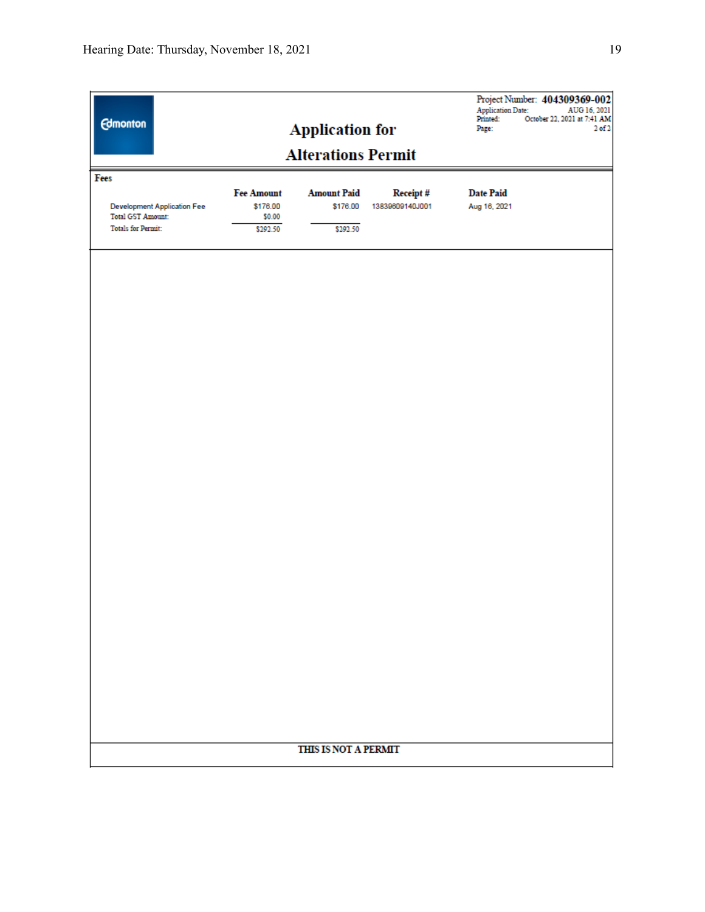Project Number: **404309369-002**
Application Date: AUG 16, 2021
Printed: October 22, 2021 at 7:41 AM
Page: 2 of 2

Edmonton

# Application for Alterations Permit

## Fees

| | Fee Amount | Amount Paid | Receipt # | Date Paid |
|---|---|---|---|---|
| Development Application Fee | $176.00 | $176.00 | 13839609140J001 | Aug 16, 2021 |
| Total GST Amount: | $0.00 | | | |
| Totals for Permit: | $292.50 | $292.50 | | |

**THIS IS NOT A PERMIT**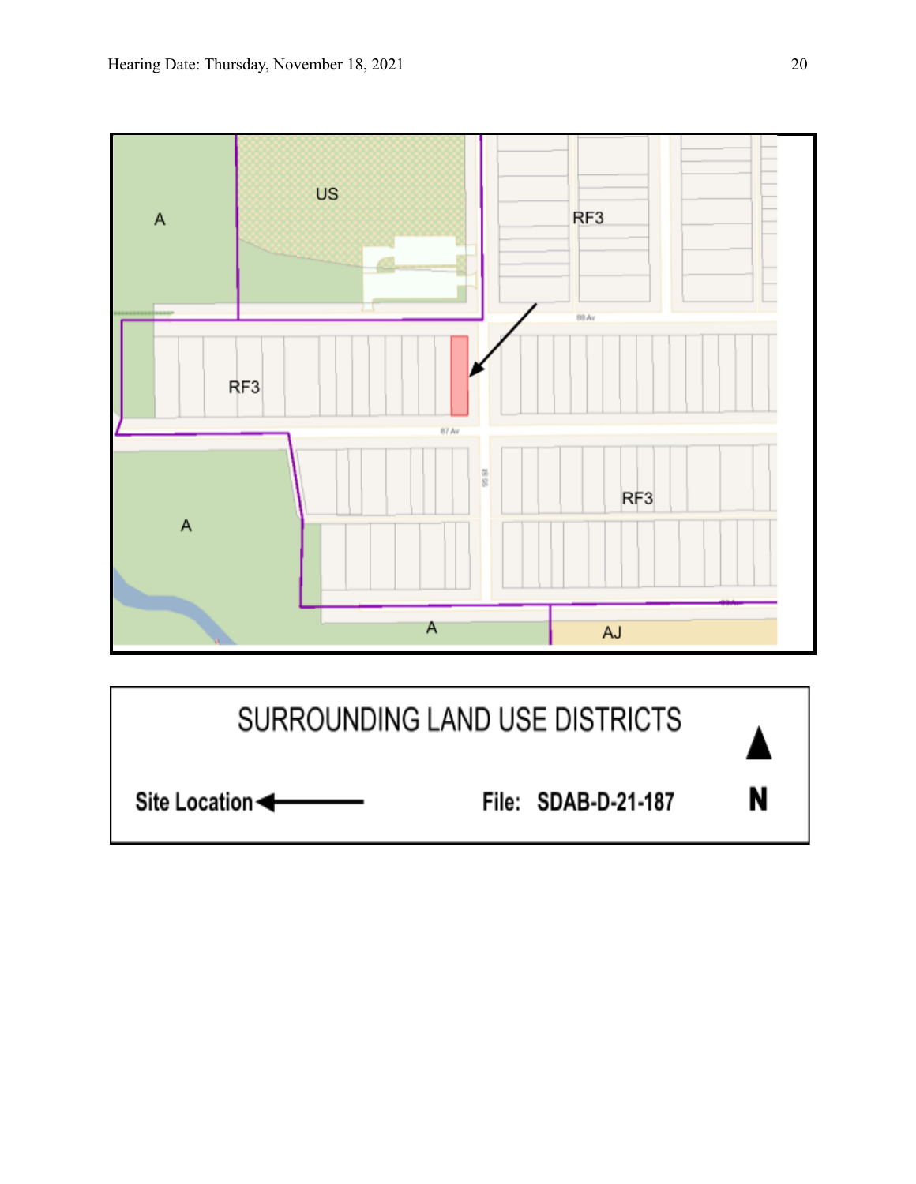SURROUNDING LAND USE DISTRICTS

Site Location ←

File: SDAB-D-21-187

N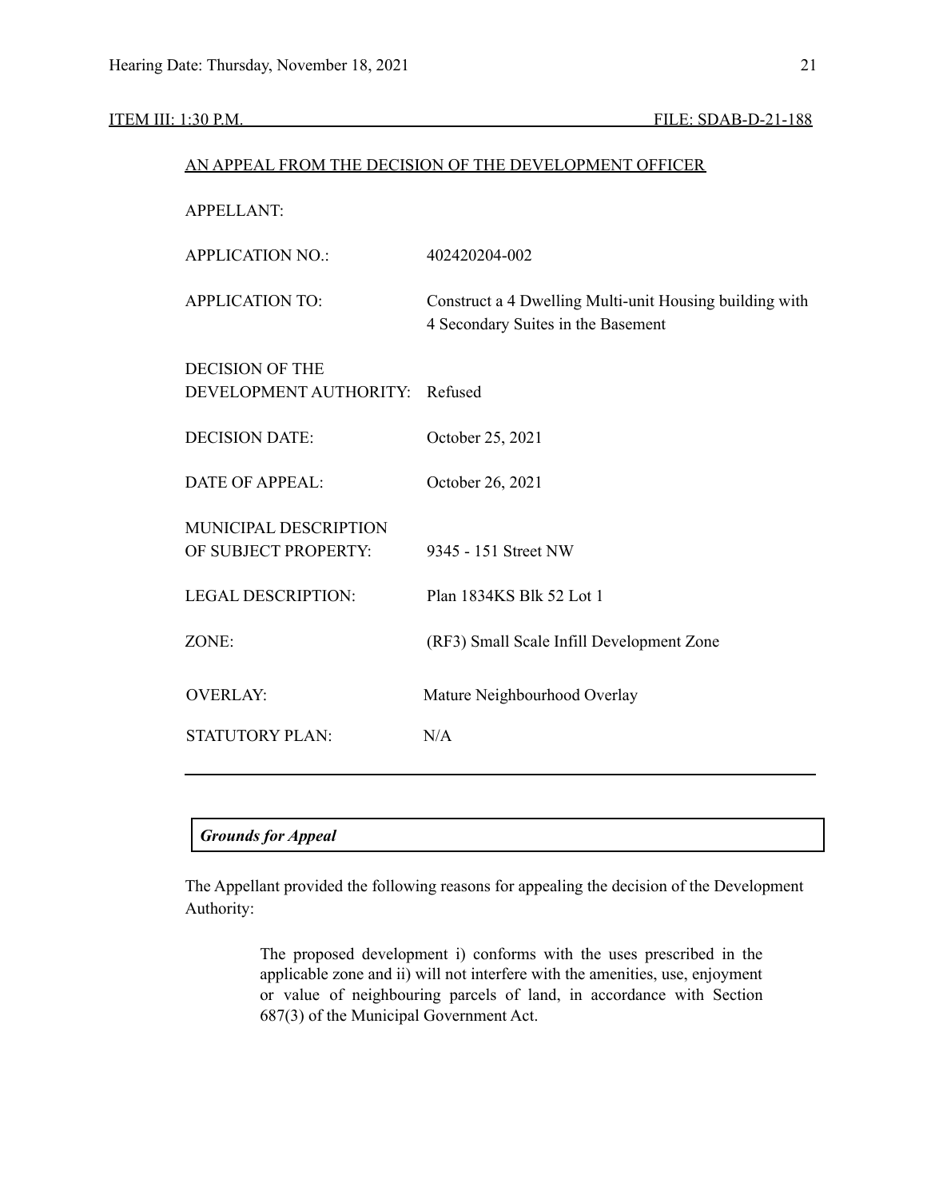ITEM III: 1:30 P.M. FILE: SDAB-D-21-188

AN APPEAL FROM THE DECISION OF THE DEVELOPMENT OFFICER

| | |
|---|---|
| APPELLANT: | |
| APPLICATION NO.: | 402420204-002 |
| APPLICATION TO: | Construct a 4 Dwelling Multi-unit Housing building with 4 Secondary Suites in the Basement |
| DECISION OF THE DEVELOPMENT AUTHORITY: | Refused |
| DECISION DATE: | October 25, 2021 |
| DATE OF APPEAL: | October 26, 2021 |
| MUNICIPAL DESCRIPTION OF SUBJECT PROPERTY: | 9345 - 151 Street NW |
| LEGAL DESCRIPTION: | Plan 1834KS Blk 52 Lot 1 |
| ZONE: | (RF3) Small Scale Infill Development Zone |
| OVERLAY: | Mature Neighbourhood Overlay |
| STATUTORY PLAN: | N/A |

***Grounds for Appeal***

The Appellant provided the following reasons for appealing the decision of the Development Authority:

> The proposed development i) conforms with the uses prescribed in the applicable zone and ii) will not interfere with the amenities, use, enjoyment or value of neighbouring parcels of land, in accordance with Section 687(3) of the Municipal Government Act.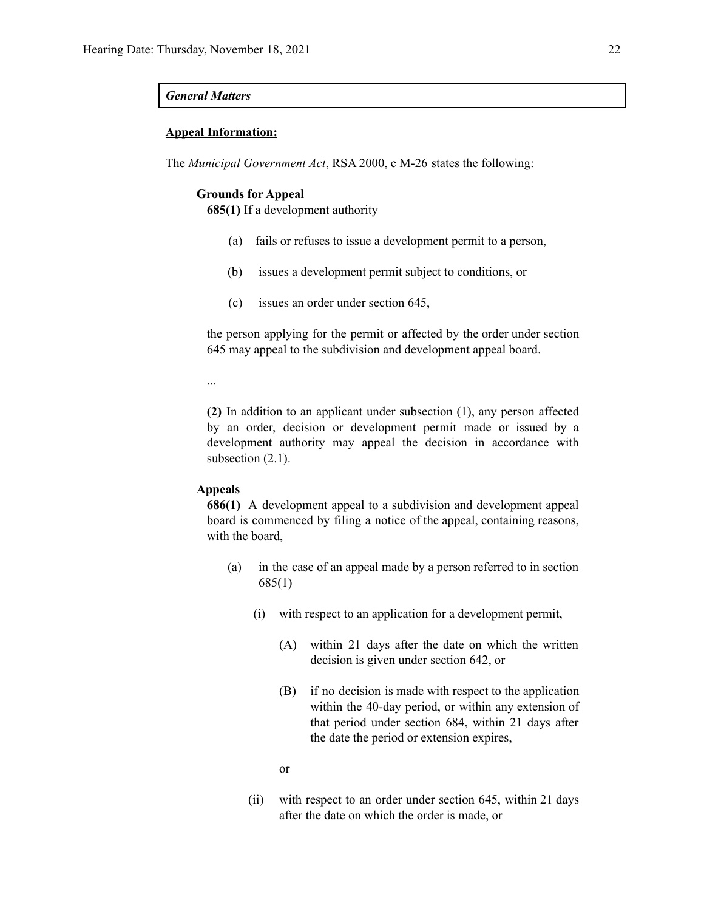***General Matters***

**Appeal Information:**

The *Municipal Government Act*, RSA 2000, c M-26 states the following:

**Grounds for Appeal**

**685(1)** If a development authority

(a) fails or refuses to issue a development permit to a person,

(b) issues a development permit subject to conditions, or

(c) issues an order under section 645,

the person applying for the permit or affected by the order under section 645 may appeal to the subdivision and development appeal board.

...

**(2)** In addition to an applicant under subsection (1), any person affected by an order, decision or development permit made or issued by a development authority may appeal the decision in accordance with subsection (2.1).

**Appeals**

**686(1)** A development appeal to a subdivision and development appeal board is commenced by filing a notice of the appeal, containing reasons, with the board,

(a) in the case of an appeal made by a person referred to in section 685(1)

(i) with respect to an application for a development permit,

(A) within 21 days after the date on which the written decision is given under section 642, or

(B) if no decision is made with respect to the application within the 40-day period, or within any extension of that period under section 684, within 21 days after the date the period or extension expires,

or

(ii) with respect to an order under section 645, within 21 days after the date on which the order is made, or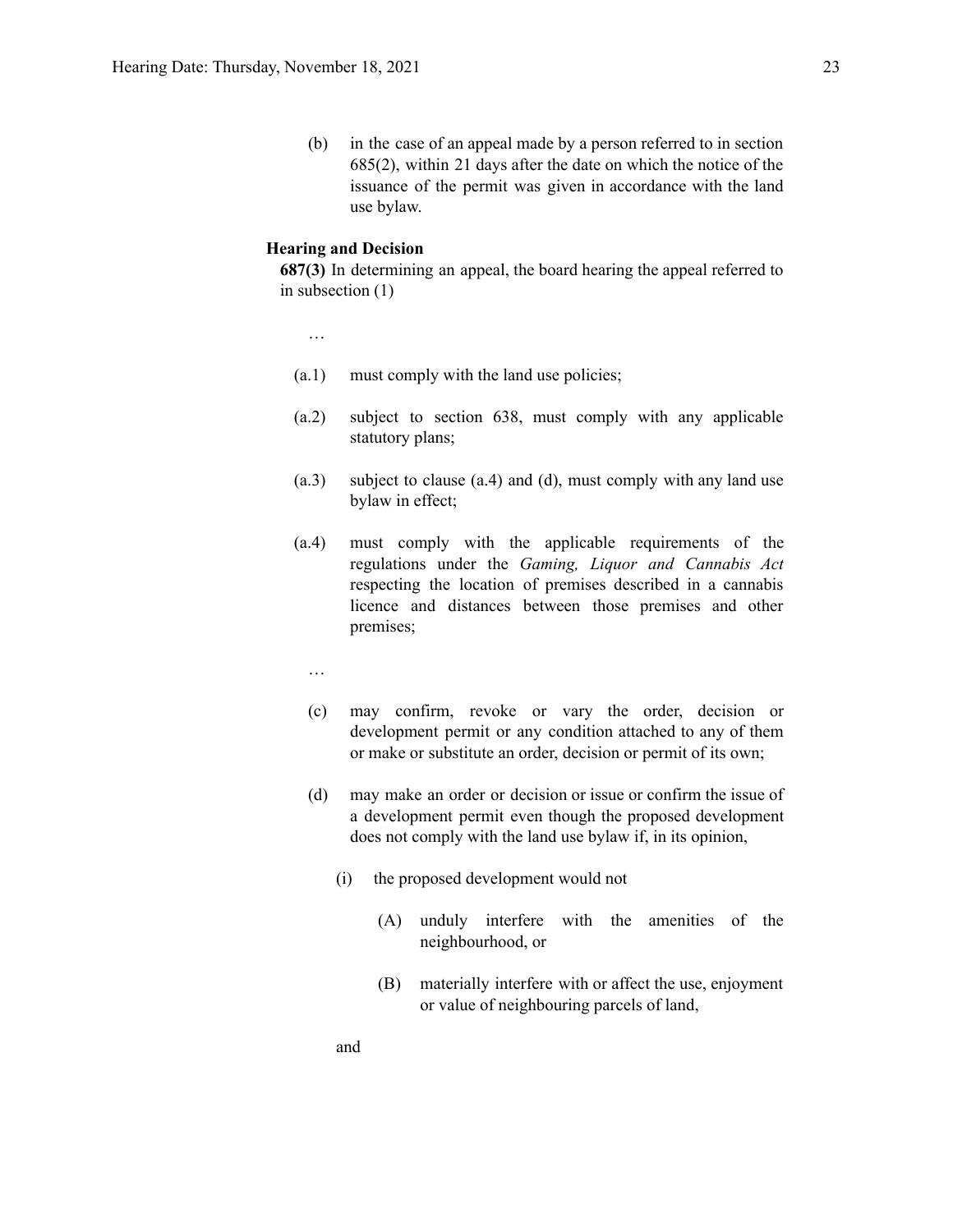(b) in the case of an appeal made by a person referred to in section 685(2), within 21 days after the date on which the notice of the issuance of the permit was given in accordance with the land use bylaw.

**Hearing and Decision**

**687(3)** In determining an appeal, the board hearing the appeal referred to in subsection (1)

…

(a.1) must comply with the land use policies;

(a.2) subject to section 638, must comply with any applicable statutory plans;

(a.3) subject to clause (a.4) and (d), must comply with any land use bylaw in effect;

(a.4) must comply with the applicable requirements of the regulations under the *Gaming, Liquor and Cannabis Act* respecting the location of premises described in a cannabis licence and distances between those premises and other premises;

…

(c) may confirm, revoke or vary the order, decision or development permit or any condition attached to any of them or make or substitute an order, decision or permit of its own;

(d) may make an order or decision or issue or confirm the issue of a development permit even though the proposed development does not comply with the land use bylaw if, in its opinion,

(i) the proposed development would not

(A) unduly interfere with the amenities of the neighbourhood, or

(B) materially interfere with or affect the use, enjoyment or value of neighbouring parcels of land,

and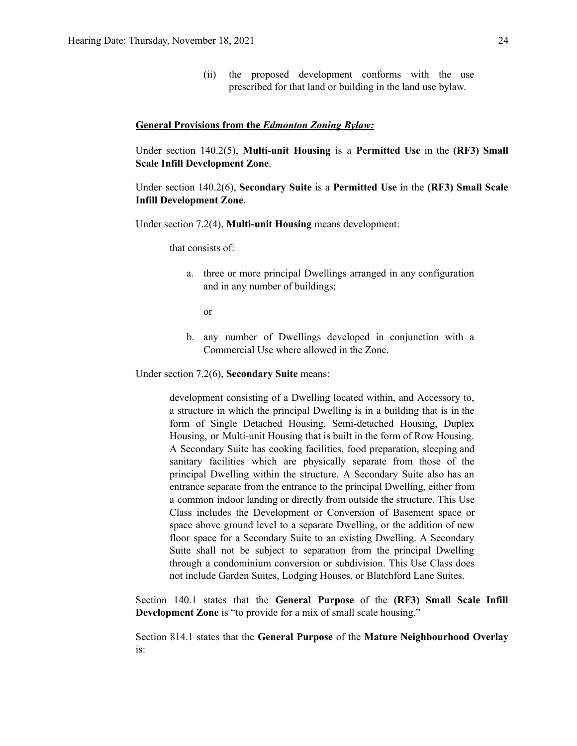(ii) the proposed development conforms with the use prescribed for that land or building in the land use bylaw.

**General Provisions from the *Edmonton Zoning Bylaw:***

Under section 140.2(5), **Multi-unit Housing** is a **Permitted Use** in the **(RF3) Small Scale Infill Development Zone**.

Under section 140.2(6), **Secondary Suite** is a **Permitted Use i**n the **(RF3) Small Scale Infill Development Zone**.

Under section 7.2(4), **Multi-unit Housing** means development:

that consists of:

a. three or more principal Dwellings arranged in any configuration and in any number of buildings;

or

b. any number of Dwellings developed in conjunction with a Commercial Use where allowed in the Zone.

Under section 7.2(6), **Secondary Suite** means:

> development consisting of a Dwelling located within, and Accessory to, a structure in which the principal Dwelling is in a building that is in the form of Single Detached Housing, Semi-detached Housing, Duplex Housing, or Multi-unit Housing that is built in the form of Row Housing. A Secondary Suite has cooking facilities, food preparation, sleeping and sanitary facilities which are physically separate from those of the principal Dwelling within the structure. A Secondary Suite also has an entrance separate from the entrance to the principal Dwelling, either from a common indoor landing or directly from outside the structure. This Use Class includes the Development or Conversion of Basement space or space above ground level to a separate Dwelling, or the addition of new floor space for a Secondary Suite to an existing Dwelling. A Secondary Suite shall not be subject to separation from the principal Dwelling through a condominium conversion or subdivision. This Use Class does not include Garden Suites, Lodging Houses, or Blatchford Lane Suites.

Section 140.1 states that the **General Purpose** of the **(RF3) Small Scale Infill Development Zone** is "to provide for a mix of small scale housing."

Section 814.1 states that the **General Purpose** of the **Mature Neighbourhood Overlay** is: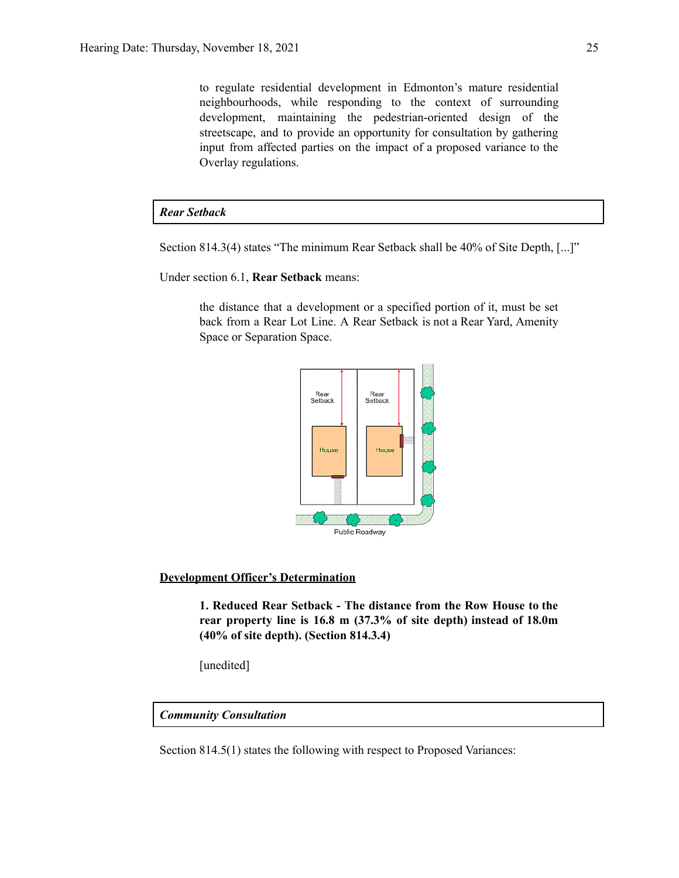to regulate residential development in Edmonton's mature residential neighbourhoods, while responding to the context of surrounding development, maintaining the pedestrian-oriented design of the streetscape, and to provide an opportunity for consultation by gathering input from affected parties on the impact of a proposed variance to the Overlay regulations.

***Rear Setback***

Section 814.3(4) states "The minimum Rear Setback shall be 40% of Site Depth, [...]"

Under section 6.1, **Rear Setback** means:

> the distance that a development or a specified portion of it, must be set back from a Rear Lot Line. A Rear Setback is not a Rear Yard, Amenity Space or Separation Space.

Rear Setback | Rear Setback | House | House | Public Roadway

**Development Officer's Determination**

> **1. Reduced Rear Setback - The distance from the Row House to the rear property line is 16.8 m (37.3% of site depth) instead of 18.0m (40% of site depth). (Section 814.3.4)**
>
> [unedited]

***Community Consultation***

Section 814.5(1) states the following with respect to Proposed Variances: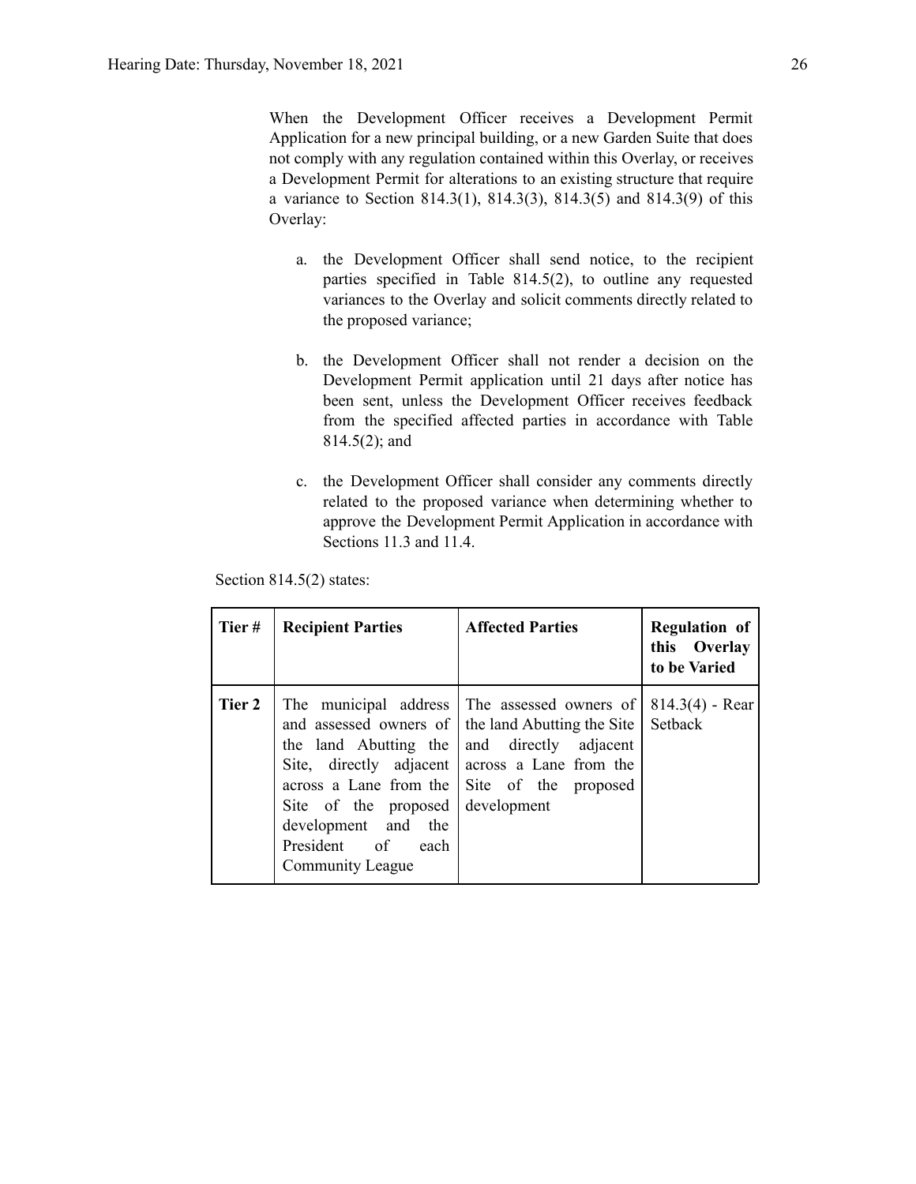When the Development Officer receives a Development Permit Application for a new principal building, or a new Garden Suite that does not comply with any regulation contained within this Overlay, or receives a Development Permit for alterations to an existing structure that require a variance to Section 814.3(1), 814.3(3), 814.3(5) and 814.3(9) of this Overlay:

a. the Development Officer shall send notice, to the recipient parties specified in Table 814.5(2), to outline any requested variances to the Overlay and solicit comments directly related to the proposed variance;

b. the Development Officer shall not render a decision on the Development Permit application until 21 days after notice has been sent, unless the Development Officer receives feedback from the specified affected parties in accordance with Table 814.5(2); and

c. the Development Officer shall consider any comments directly related to the proposed variance when determining whether to approve the Development Permit Application in accordance with Sections 11.3 and 11.4.

Section 814.5(2) states:

| Tier # | Recipient Parties | Affected Parties | Regulation of this Overlay to be Varied |
|---|---|---|---|
| **Tier 2** | The municipal address and assessed owners of the land Abutting the Site, directly adjacent across a Lane from the Site of the proposed development and the President of each Community League | The assessed owners of the land Abutting the Site and directly adjacent across a Lane from the Site of the proposed development | 814.3(4) - Rear Setback |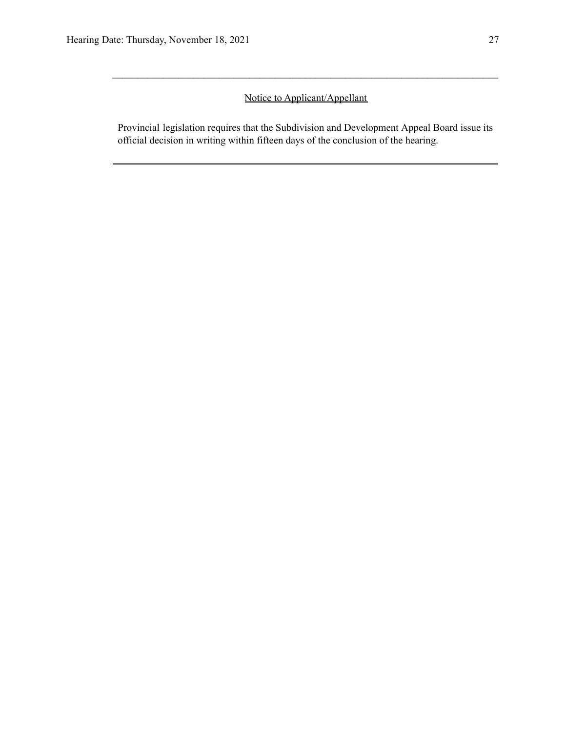Notice to Applicant/Appellant

Provincial legislation requires that the Subdivision and Development Appeal Board issue its official decision in writing within fifteen days of the conclusion of the hearing.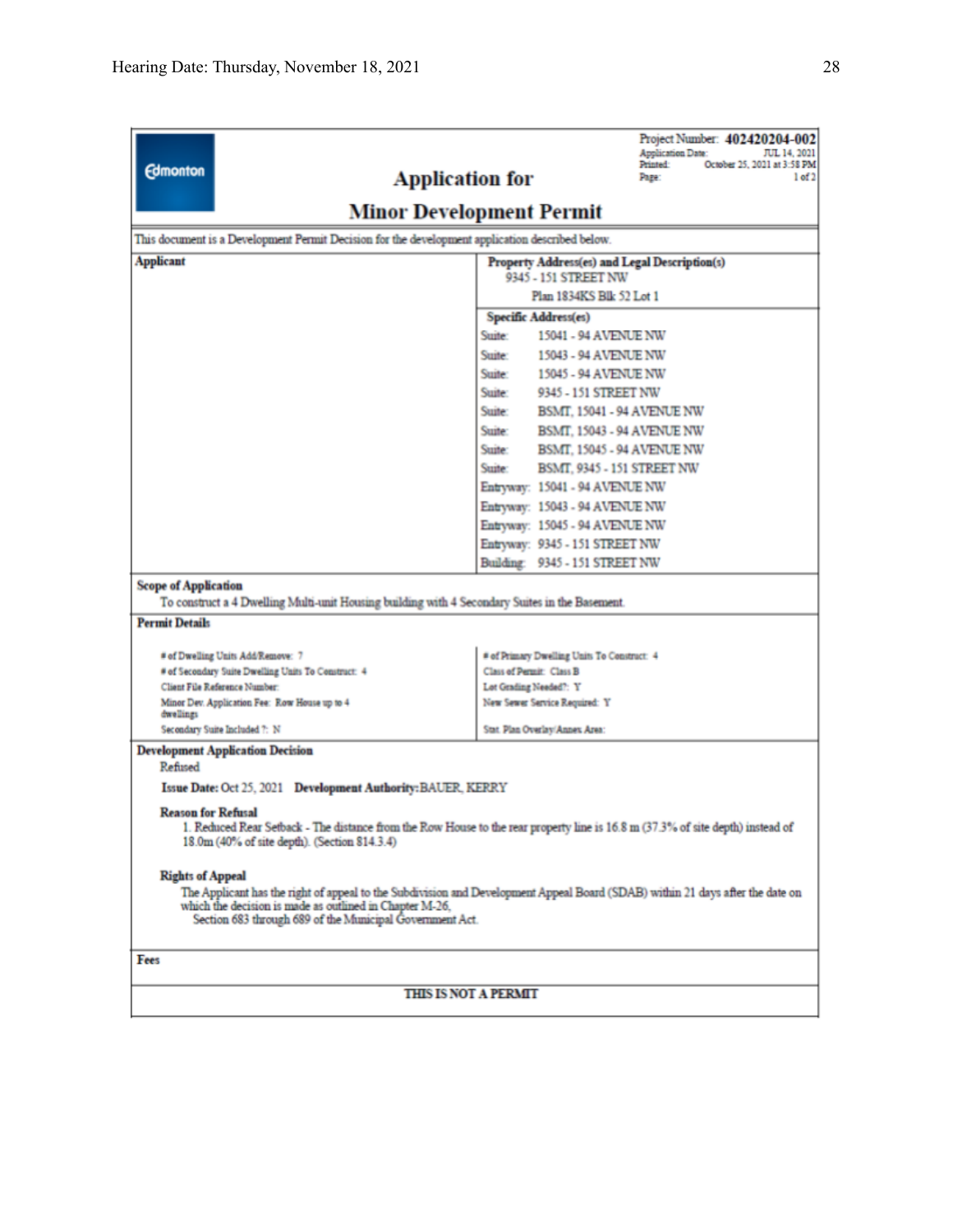Project Number: **402420204-002**
Application Date: JUL 14, 2021
Printed: October 25, 2021 at 3:58 PM
Page: 1 of 2

Edmonton

# Application for Minor Development Permit

This document is a Development Permit Decision for the development application described below.

**Applicant**

**Property Address(es) and Legal Description(s)**
9345 - 151 STREET NW
Plan 1834KS Blk 52 Lot 1

**Specific Address(es)**

| | |
|---|---|
| Suite: | 15041 - 94 AVENUE NW |
| Suite: | 15043 - 94 AVENUE NW |
| Suite: | 15045 - 94 AVENUE NW |
| Suite: | 9345 - 151 STREET NW |
| Suite: | BSMT, 15041 - 94 AVENUE NW |
| Suite: | BSMT, 15043 - 94 AVENUE NW |
| Suite: | BSMT, 15045 - 94 AVENUE NW |
| Suite: | BSMT, 9345 - 151 STREET NW |
| Entryway: | 15041 - 94 AVENUE NW |
| Entryway: | 15043 - 94 AVENUE NW |
| Entryway: | 15045 - 94 AVENUE NW |
| Entryway: | 9345 - 151 STREET NW |
| Building: | 9345 - 151 STREET NW |

**Scope of Application**
To construct a 4 Dwelling Multi-unit Housing building with 4 Secondary Suites in the Basement.

**Permit Details**

| | |
|---|---|
| # of Dwelling Units Add/Remove: 7 | # of Primary Dwelling Units To Construct: 4 |
| # of Secondary Suite Dwelling Units To Construct: 4 | Class of Permit: Class B |
| Client File Reference Number: | Lot Grading Needed?: Y |
| Minor Dev. Application Fee: Row House up to 4 dwellings | New Sewer Service Required: Y |
| Secondary Suite Included ?: N | Stat. Plan Overlay/Annex Area: |

**Development Application Decision**
Refused

**Issue Date:** Oct 25, 2021 **Development Authority:** BAUER, KERRY

**Reason for Refusal**
1. Reduced Rear Setback - The distance from the Row House to the rear property line is 16.8 m (37.3% of site depth) instead of 18.0m (40% of site depth). (Section 814.3.4)

**Rights of Appeal**
The Applicant has the right of appeal to the Subdivision and Development Appeal Board (SDAB) within 21 days after the date on which the decision is made as outlined in Chapter M-26, Section 683 through 689 of the Municipal Government Act.

**Fees**

**THIS IS NOT A PERMIT**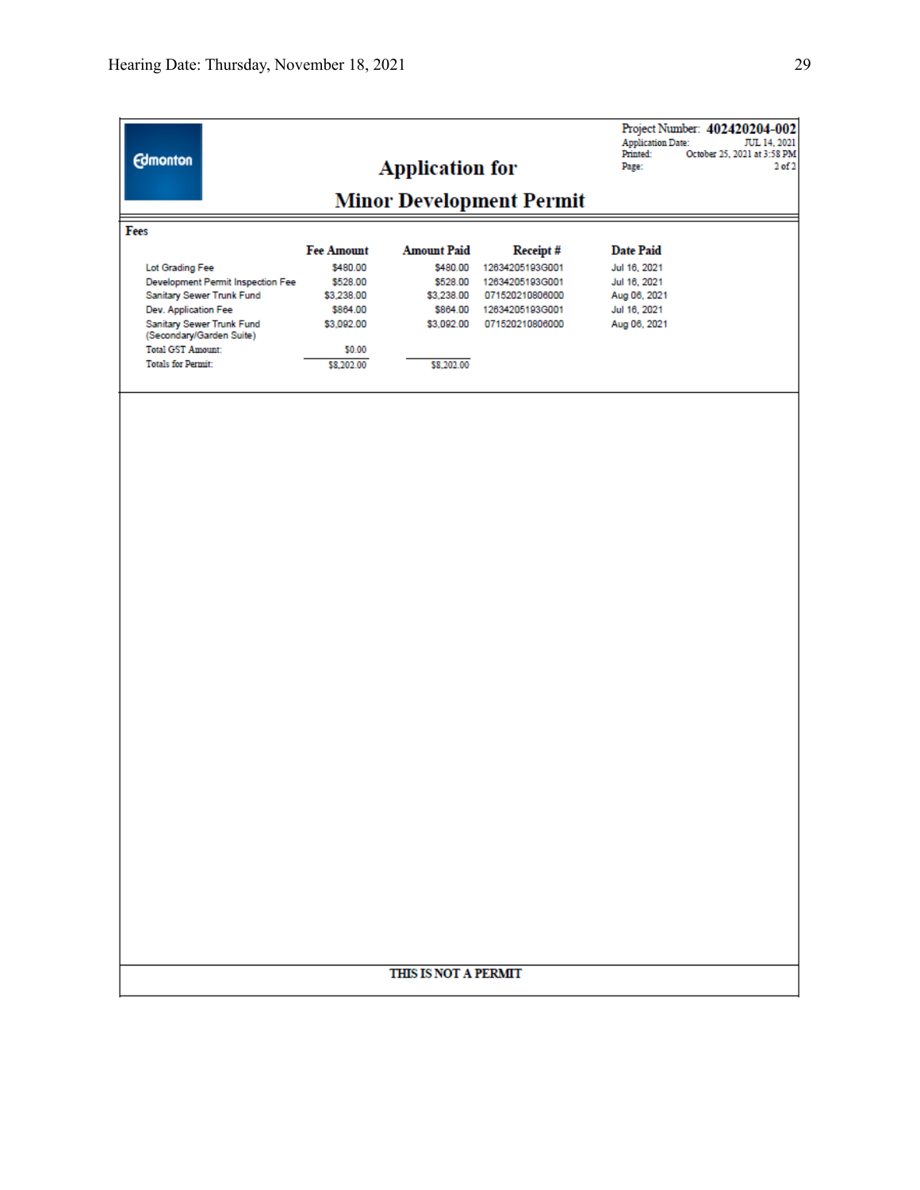Edmonton

Project Number: **402420204-002**
Application Date: JUL 14, 2021
Printed: October 25, 2021 at 3:58 PM
Page: 2 of 2

# Application for
# Minor Development Permit

**Fees**

| | Fee Amount | Amount Paid | Receipt # | Date Paid |
|---|---|---|---|---|
| Lot Grading Fee | $480.00 | $480.00 | 12634205193G001 | Jul 16, 2021 |
| Development Permit Inspection Fee | $528.00 | $528.00 | 12634205193G001 | Jul 16, 2021 |
| Sanitary Sewer Trunk Fund | $3,238.00 | $3,238.00 | 071520210806000 | Aug 06, 2021 |
| Dev. Application Fee | $864.00 | $864.00 | 12634205193G001 | Jul 16, 2021 |
| Sanitary Sewer Trunk Fund (Secondary/Garden Suite) | $3,092.00 | $3,092.00 | 071520210806000 | Aug 06, 2021 |
| Total GST Amount: | $0.00 | | | |
| Totals for Permit: | $8,202.00 | $8,202.00 | | |

**THIS IS NOT A PERMIT**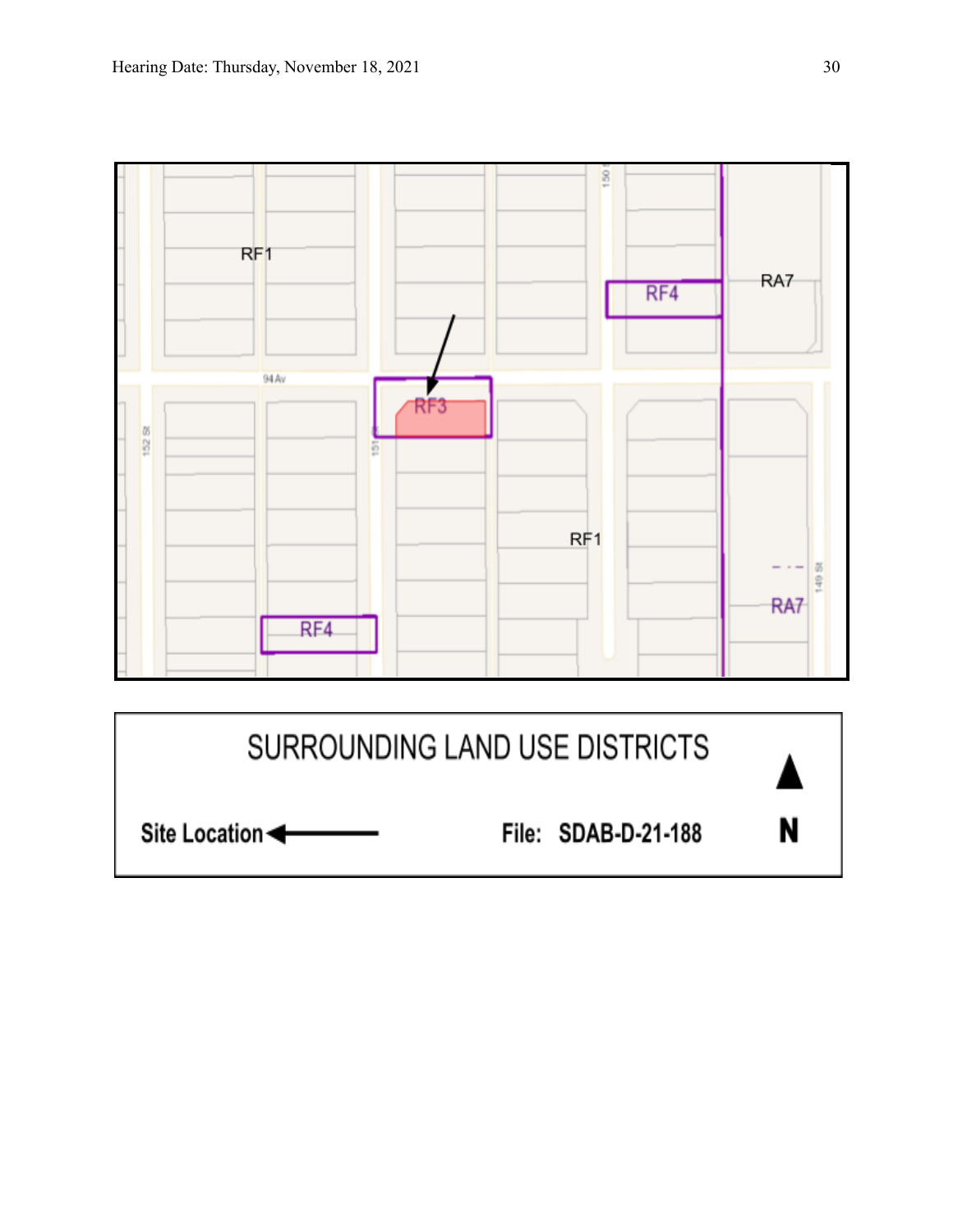RF1

RF4

RA7

94 Av

152 St

151 St

150 St

RF3

RF1

RF4

149 St

RA7

SURROUNDING LAND USE DISTRICTS

Site Location

File: SDAB-D-21-188

N